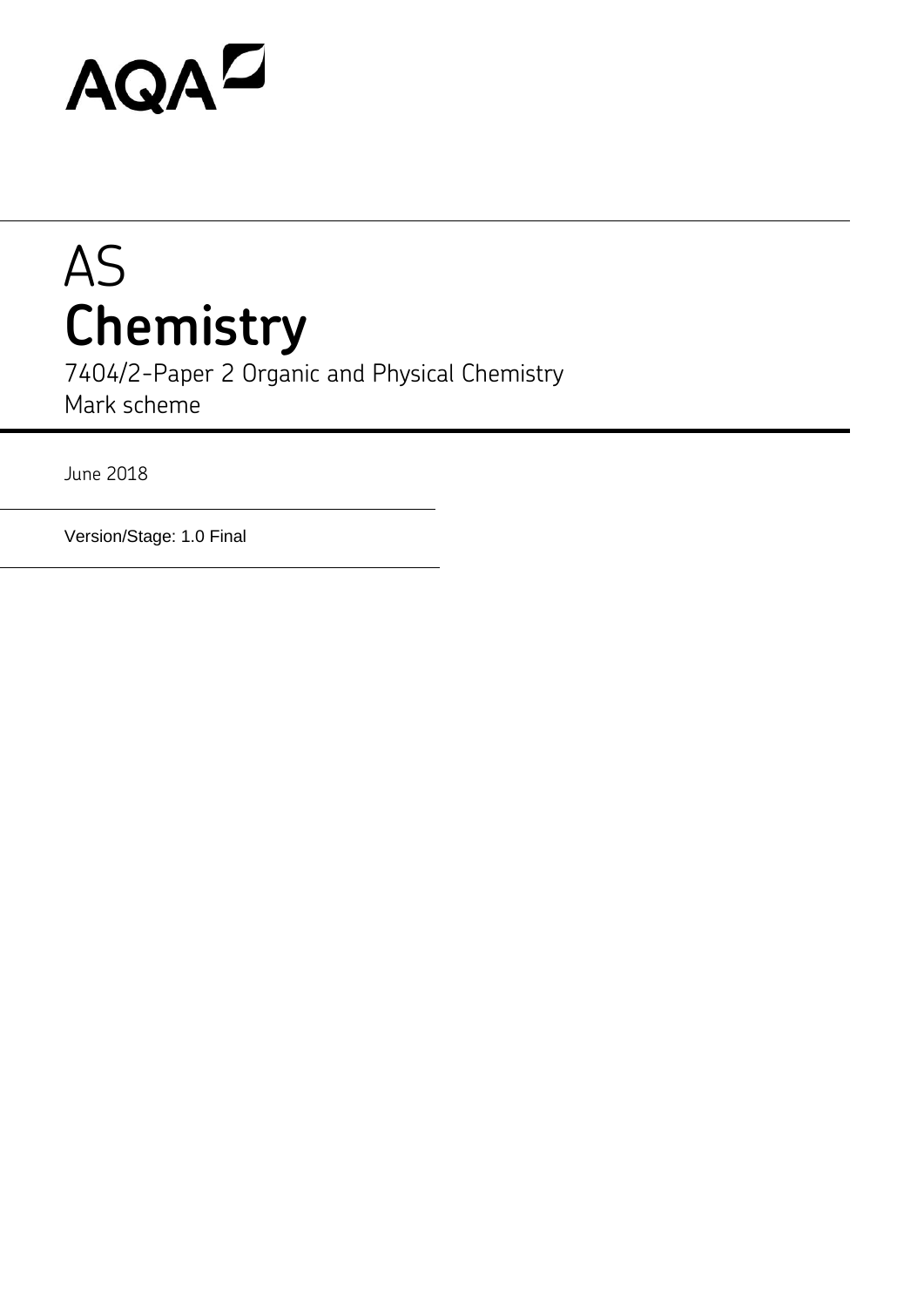AQA

# AS
# Chemistry

7404/2-Paper 2 Organic and Physical Chemistry
Mark scheme

June 2018

Version/Stage: 1.0 Final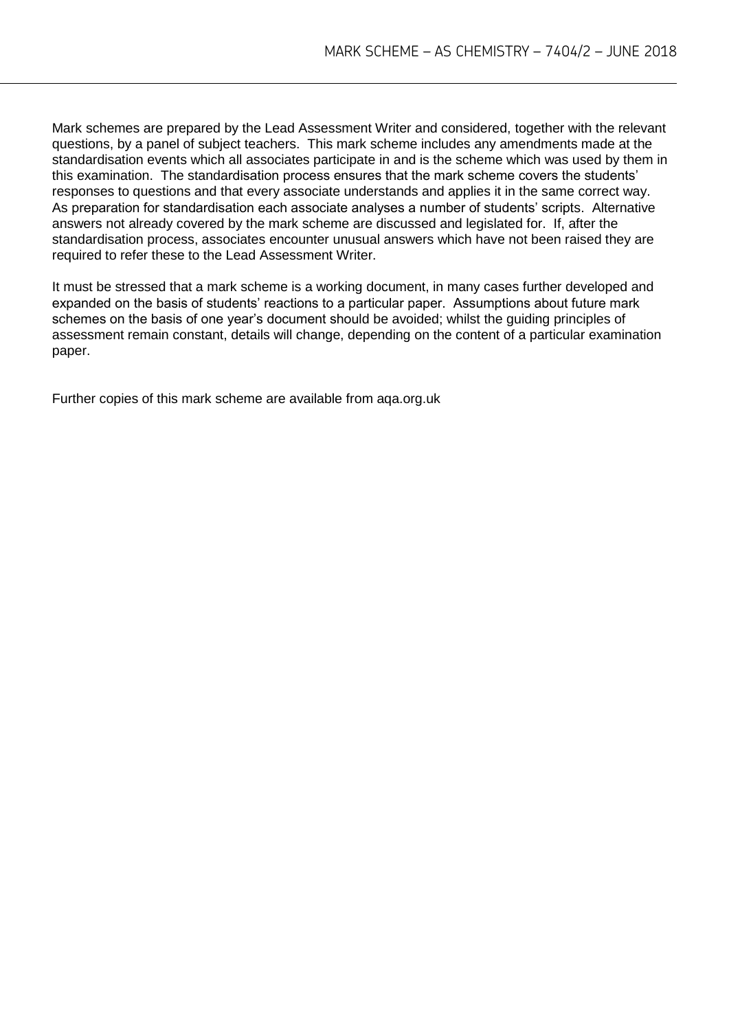Mark schemes are prepared by the Lead Assessment Writer and considered, together with the relevant questions, by a panel of subject teachers. This mark scheme includes any amendments made at the standardisation events which all associates participate in and is the scheme which was used by them in this examination. The standardisation process ensures that the mark scheme covers the students' responses to questions and that every associate understands and applies it in the same correct way. As preparation for standardisation each associate analyses a number of students' scripts. Alternative answers not already covered by the mark scheme are discussed and legislated for. If, after the standardisation process, associates encounter unusual answers which have not been raised they are required to refer these to the Lead Assessment Writer.

It must be stressed that a mark scheme is a working document, in many cases further developed and expanded on the basis of students' reactions to a particular paper. Assumptions about future mark schemes on the basis of one year's document should be avoided; whilst the guiding principles of assessment remain constant, details will change, depending on the content of a particular examination paper.

Further copies of this mark scheme are available from aqa.org.uk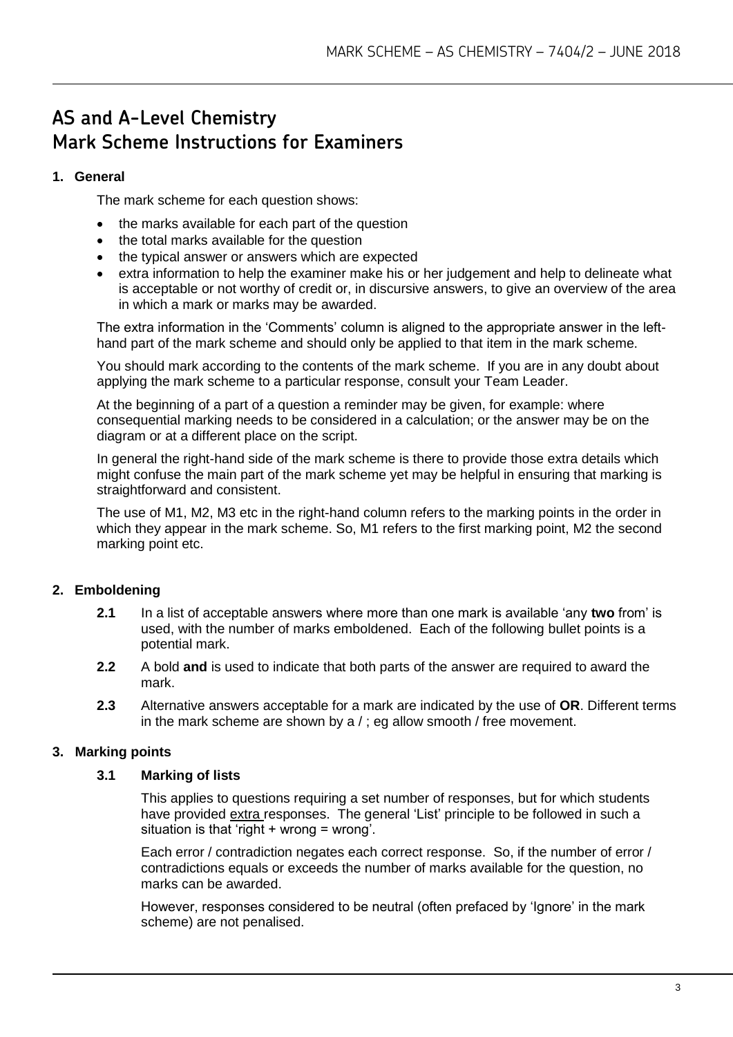# AS and A-Level Chemistry
# Mark Scheme Instructions for Examiners

## 1. General

The mark scheme for each question shows:

- the marks available for each part of the question
- the total marks available for the question
- the typical answer or answers which are expected
- extra information to help the examiner make his or her judgement and help to delineate what is acceptable or not worthy of credit or, in discursive answers, to give an overview of the area in which a mark or marks may be awarded.

The extra information in the 'Comments' column is aligned to the appropriate answer in the left-hand part of the mark scheme and should only be applied to that item in the mark scheme.

You should mark according to the contents of the mark scheme. If you are in any doubt about applying the mark scheme to a particular response, consult your Team Leader.

At the beginning of a part of a question a reminder may be given, for example: where consequential marking needs to be considered in a calculation; or the answer may be on the diagram or at a different place on the script.

In general the right-hand side of the mark scheme is there to provide those extra details which might confuse the main part of the mark scheme yet may be helpful in ensuring that marking is straightforward and consistent.

The use of M1, M2, M3 etc in the right-hand column refers to the marking points in the order in which they appear in the mark scheme. So, M1 refers to the first marking point, M2 the second marking point etc.

## 2. Emboldening

**2.1** In a list of acceptable answers where more than one mark is available 'any **two** from' is used, with the number of marks emboldened. Each of the following bullet points is a potential mark.

**2.2** A bold **and** is used to indicate that both parts of the answer are required to award the mark.

**2.3** Alternative answers acceptable for a mark are indicated by the use of **OR**. Different terms in the mark scheme are shown by a / ; eg allow smooth / free movement.

## 3. Marking points

### 3.1 Marking of lists

This applies to questions requiring a set number of responses, but for which students have provided extra responses. The general 'List' principle to be followed in such a situation is that 'right + wrong = wrong'.

Each error / contradiction negates each correct response. So, if the number of error / contradictions equals or exceeds the number of marks available for the question, no marks can be awarded.

However, responses considered to be neutral (often prefaced by 'Ignore' in the mark scheme) are not penalised.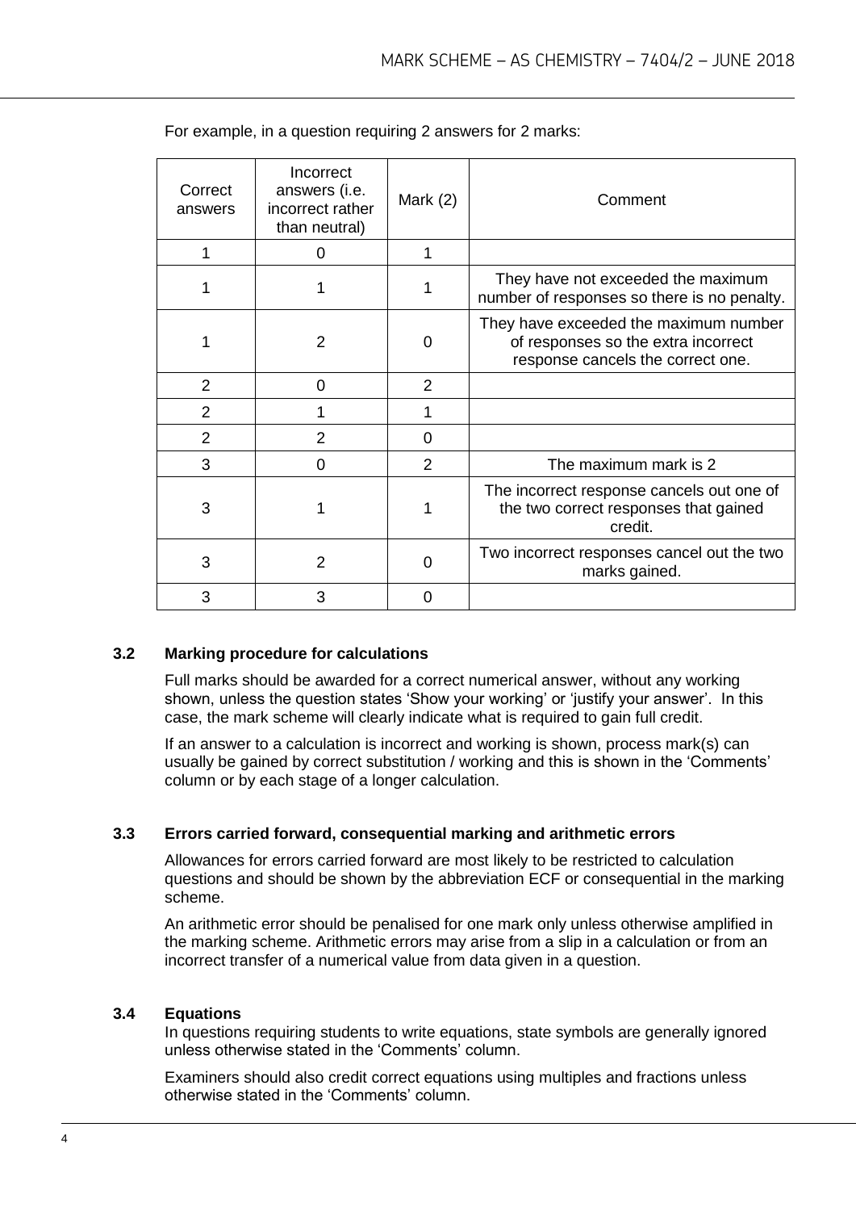For example, in a question requiring 2 answers for 2 marks:

| Correct answers | Incorrect answers (i.e. incorrect rather than neutral) | Mark (2) | Comment |
|---|---|---|---|
| 1 | 0 | 1 | |
| 1 | 1 | 1 | They have not exceeded the maximum number of responses so there is no penalty. |
| 1 | 2 | 0 | They have exceeded the maximum number of responses so the extra incorrect response cancels the correct one. |
| 2 | 0 | 2 | |
| 2 | 1 | 1 | |
| 2 | 2 | 0 | |
| 3 | 0 | 2 | The maximum mark is 2 |
| 3 | 1 | 1 | The incorrect response cancels out one of the two correct responses that gained credit. |
| 3 | 2 | 0 | Two incorrect responses cancel out the two marks gained. |
| 3 | 3 | 0 | |

### 3.2 Marking procedure for calculations

Full marks should be awarded for a correct numerical answer, without any working shown, unless the question states 'Show your working' or 'justify your answer'. In this case, the mark scheme will clearly indicate what is required to gain full credit.

If an answer to a calculation is incorrect and working is shown, process mark(s) can usually be gained by correct substitution / working and this is shown in the 'Comments' column or by each stage of a longer calculation.

### 3.3 Errors carried forward, consequential marking and arithmetic errors

Allowances for errors carried forward are most likely to be restricted to calculation questions and should be shown by the abbreviation ECF or consequential in the marking scheme.

An arithmetic error should be penalised for one mark only unless otherwise amplified in the marking scheme. Arithmetic errors may arise from a slip in a calculation or from an incorrect transfer of a numerical value from data given in a question.

### 3.4 Equations

In questions requiring students to write equations, state symbols are generally ignored unless otherwise stated in the 'Comments' column.

Examiners should also credit correct equations using multiples and fractions unless otherwise stated in the 'Comments' column.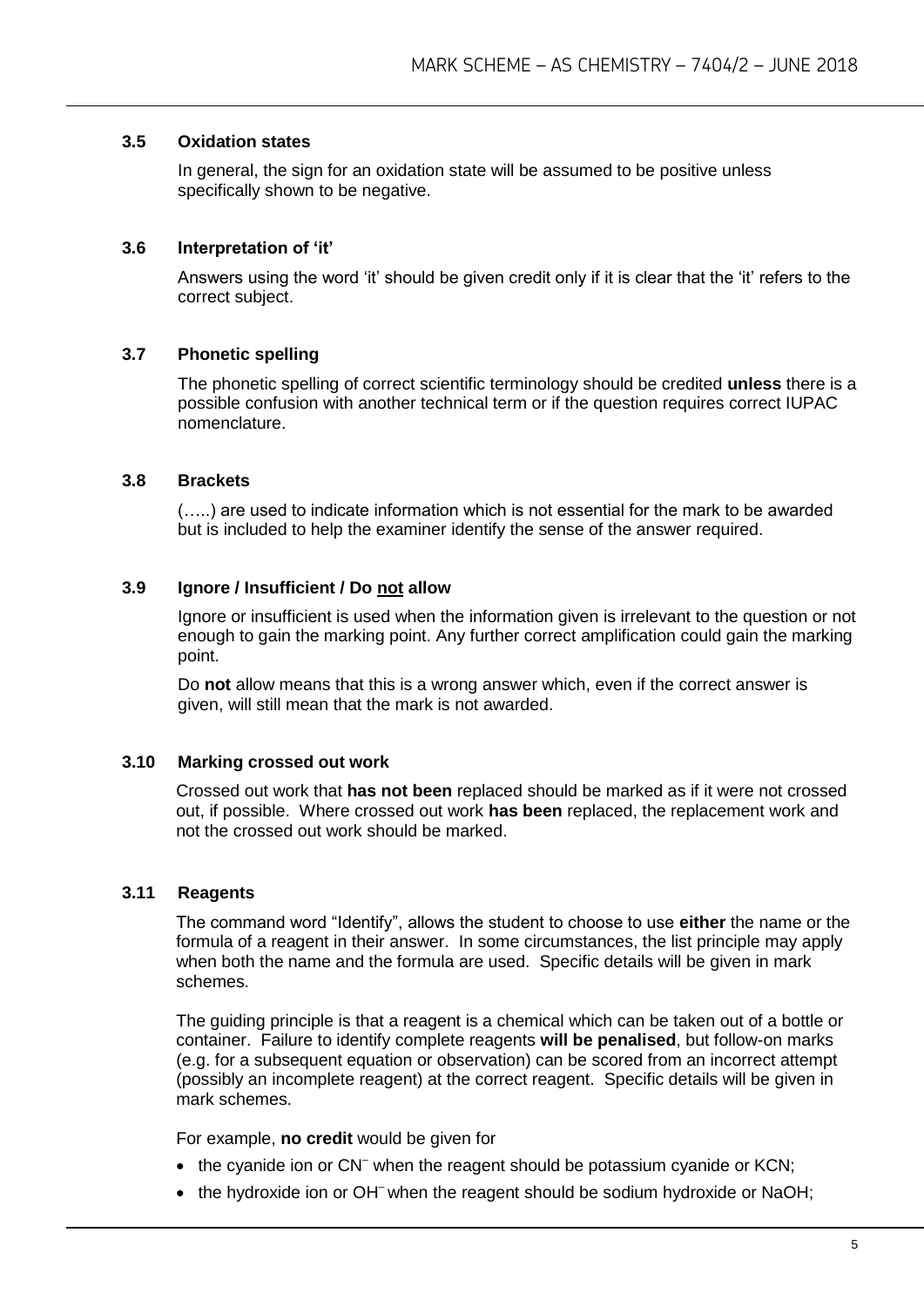### 3.5 Oxidation states

In general, the sign for an oxidation state will be assumed to be positive unless specifically shown to be negative.

### 3.6 Interpretation of 'it'

Answers using the word 'it' should be given credit only if it is clear that the 'it' refers to the correct subject.

### 3.7 Phonetic spelling

The phonetic spelling of correct scientific terminology should be credited **unless** there is a possible confusion with another technical term or if the question requires correct IUPAC nomenclature.

### 3.8 Brackets

(…..) are used to indicate information which is not essential for the mark to be awarded but is included to help the examiner identify the sense of the answer required.

### 3.9 Ignore / Insufficient / Do not allow

Ignore or insufficient is used when the information given is irrelevant to the question or not enough to gain the marking point. Any further correct amplification could gain the marking point.

Do **not** allow means that this is a wrong answer which, even if the correct answer is given, will still mean that the mark is not awarded.

### 3.10 Marking crossed out work

Crossed out work that **has not been** replaced should be marked as if it were not crossed out, if possible. Where crossed out work **has been** replaced, the replacement work and not the crossed out work should be marked.

### 3.11 Reagents

The command word "Identify", allows the student to choose to use **either** the name or the formula of a reagent in their answer. In some circumstances, the list principle may apply when both the name and the formula are used. Specific details will be given in mark schemes.

The guiding principle is that a reagent is a chemical which can be taken out of a bottle or container. Failure to identify complete reagents **will be penalised**, but follow-on marks (e.g. for a subsequent equation or observation) can be scored from an incorrect attempt (possibly an incomplete reagent) at the correct reagent. Specific details will be given in mark schemes.

For example, **no credit** would be given for

- the cyanide ion or $CN^-$ when the reagent should be potassium cyanide or $KCN$;
- the hydroxide ion or $OH^-$ when the reagent should be sodium hydroxide or $NaOH$;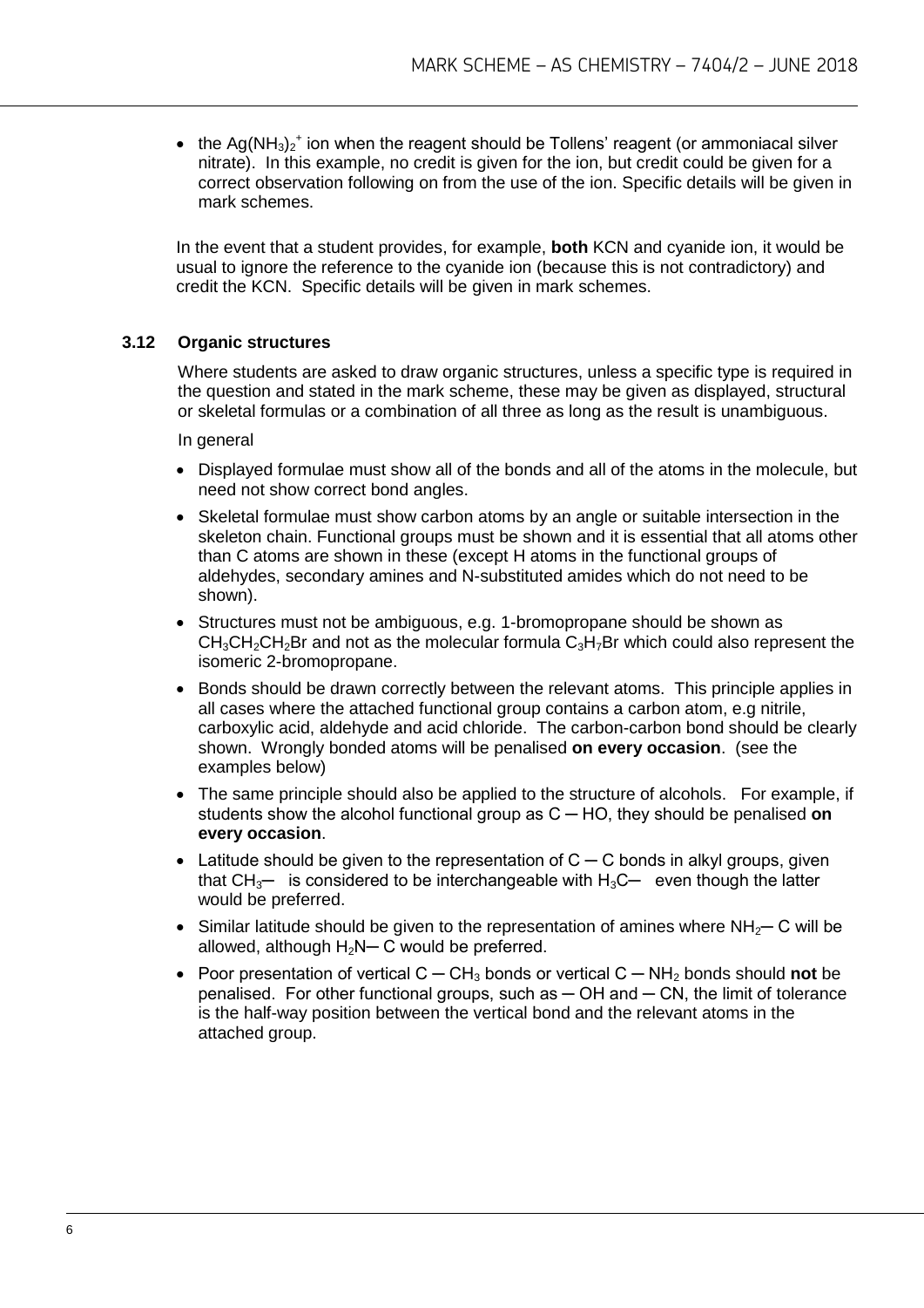- the $Ag(NH_3)_2^+$ ion when the reagent should be Tollens' reagent (or ammoniacal silver nitrate). In this example, no credit is given for the ion, but credit could be given for a correct observation following on from the use of the ion. Specific details will be given in mark schemes.

In the event that a student provides, for example, **both** KCN and cyanide ion, it would be usual to ignore the reference to the cyanide ion (because this is not contradictory) and credit the KCN. Specific details will be given in mark schemes.

### 3.12 Organic structures

Where students are asked to draw organic structures, unless a specific type is required in the question and stated in the mark scheme, these may be given as displayed, structural or skeletal formulas or a combination of all three as long as the result is unambiguous.

In general

- Displayed formulae must show all of the bonds and all of the atoms in the molecule, but need not show correct bond angles.
- Skeletal formulae must show carbon atoms by an angle or suitable intersection in the skeleton chain. Functional groups must be shown and it is essential that all atoms other than C atoms are shown in these (except H atoms in the functional groups of aldehydes, secondary amines and N-substituted amides which do not need to be shown).
- Structures must not be ambiguous, e.g. 1-bromopropane should be shown as $CH_3CH_2CH_2Br$ and not as the molecular formula $C_3H_7Br$ which could also represent the isomeric 2-bromopropane.
- Bonds should be drawn correctly between the relevant atoms. This principle applies in all cases where the attached functional group contains a carbon atom, e.g nitrile, carboxylic acid, aldehyde and acid chloride. The carbon-carbon bond should be clearly shown. Wrongly bonded atoms will be penalised **on every occasion**. (see the examples below)
- The same principle should also be applied to the structure of alcohols. For example, if students show the alcohol functional group as C ─ HO, they should be penalised **on every occasion**.
- Latitude should be given to the representation of C ─ C bonds in alkyl groups, given that $CH_3$─ is considered to be interchangeable with $H_3C$─ even though the latter would be preferred.
- Similar latitude should be given to the representation of amines where $NH_2$─ C will be allowed, although $H_2N$─ C would be preferred.
- Poor presentation of vertical C ─ $CH_3$ bonds or vertical C ─ $NH_2$ bonds should **not** be penalised. For other functional groups, such as ─ OH and ─ CN, the limit of tolerance is the half-way position between the vertical bond and the relevant atoms in the attached group.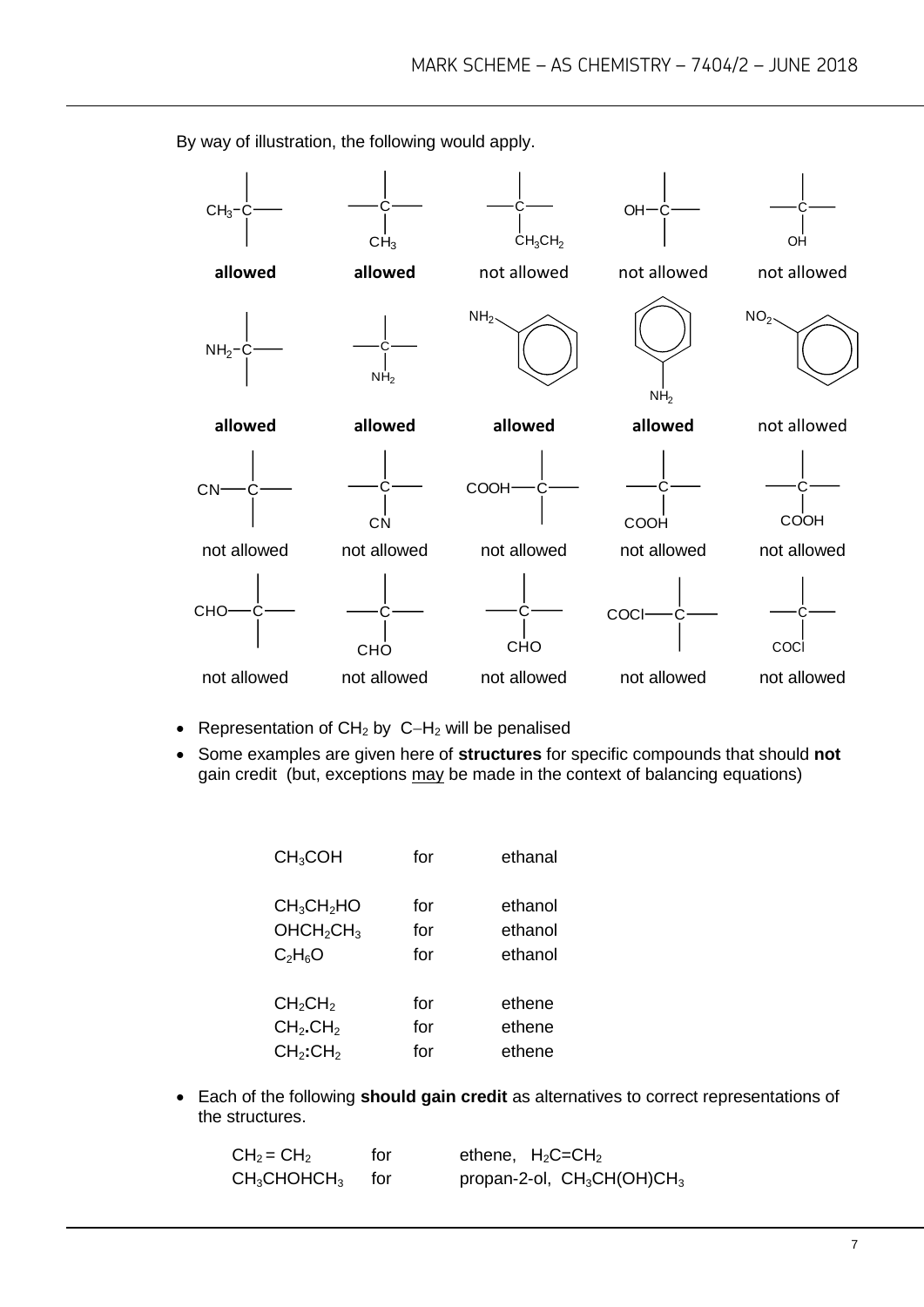By way of illustration, the following would apply.

| Structure | Verdict |
|---|---|
| $CH_3$–C (attached horizontally, left) | **allowed** |
| C with $CH_3$ attached below | **allowed** |
| C with $CH_3CH_2$ attached below | not allowed |
| OH–C (attached horizontally, left) | not allowed |
| C with OH attached below | not allowed |
| $NH_2$–C (attached horizontally, left) | **allowed** |
| C with $NH_2$ attached below | **allowed** |
| $NH_2$ attached to benzene ring (upper left) | **allowed** |
| Benzene ring with $NH_2$ attached below | **allowed** |
| $NO_2$ attached to benzene ring (upper left) | not allowed |
| CN–C (attached horizontally, left) | not allowed |
| C with CN attached below | not allowed |
| COOH–C (attached horizontally, left) | not allowed |
| C with COOH attached below | not allowed |
| C with COOH attached below | not allowed |
| CHO–C (attached horizontally, left) | not allowed |
| C with CHO attached below | not allowed |
| C with CHO attached below | not allowed |
| COCl–C (attached horizontally, left) | not allowed |
| C with COCl attached below | not allowed |

- Representation of $CH_2$ by C−$H_2$ will be penalised
- Some examples are given here of **structures** for specific compounds that should **not** gain credit (but, exceptions may be made in the context of balancing equations)

| | | |
|---|---|---|
| $CH_3COH$ | for | ethanal |
| $CH_3CH_2HO$ | for | ethanol |
| $OHCH_2CH_3$ | for | ethanol |
| $C_2H_6O$ | for | ethanol |
| $CH_2CH_2$ | for | ethene |
| $CH_2.CH_2$ | for | ethene |
| $CH_2:CH_2$ | for | ethene |

- Each of the following **should gain credit** as alternatives to correct representations of the structures.

| | | |
|---|---|---|
| $CH_2 = CH_2$ | for | ethene, $H_2C{=}CH_2$ |
| $CH_3CHOHCH_3$ | for | propan-2-ol, $CH_3CH(OH)CH_3$ |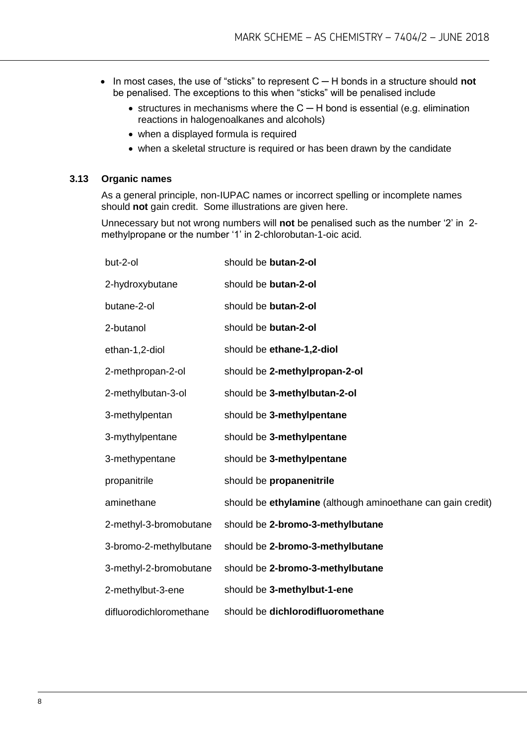- In most cases, the use of "sticks" to represent C ─ H bonds in a structure should **not** be penalised. The exceptions to this when "sticks" will be penalised include
  - structures in mechanisms where the C ─ H bond is essential (e.g. elimination reactions in halogenoalkanes and alcohols)
  - when a displayed formula is required
  - when a skeletal structure is required or has been drawn by the candidate

### 3.13 Organic names

As a general principle, non-IUPAC names or incorrect spelling or incomplete names should **not** gain credit. Some illustrations are given here.

Unnecessary but not wrong numbers will **not** be penalised such as the number '2' in 2-methylpropane or the number '1' in 2-chlorobutan-1-oic acid.

| | |
|---|---|
| but-2-ol | should be **butan-2-ol** |
| 2-hydroxybutane | should be **butan-2-ol** |
| butane-2-ol | should be **butan-2-ol** |
| 2-butanol | should be **butan-2-ol** |
| ethan-1,2-diol | should be **ethane-1,2-diol** |
| 2-methpropan-2-ol | should be **2-methylpropan-2-ol** |
| 2-methylbutan-3-ol | should be **3-methylbutan-2-ol** |
| 3-methylpentan | should be **3-methylpentane** |
| 3-mythylpentane | should be **3-methylpentane** |
| 3-methypentane | should be **3-methylpentane** |
| propanitrile | should be **propanenitrile** |
| aminethane | should be **ethylamine** (although aminoethane can gain credit) |
| 2-methyl-3-bromobutane | should be **2-bromo-3-methylbutane** |
| 3-bromo-2-methylbutane | should be **2-bromo-3-methylbutane** |
| 3-methyl-2-bromobutane | should be **2-bromo-3-methylbutane** |
| 2-methylbut-3-ene | should be **3-methylbut-1-ene** |
| difluorodichloromethane | should be **dichlorodifluoromethane** |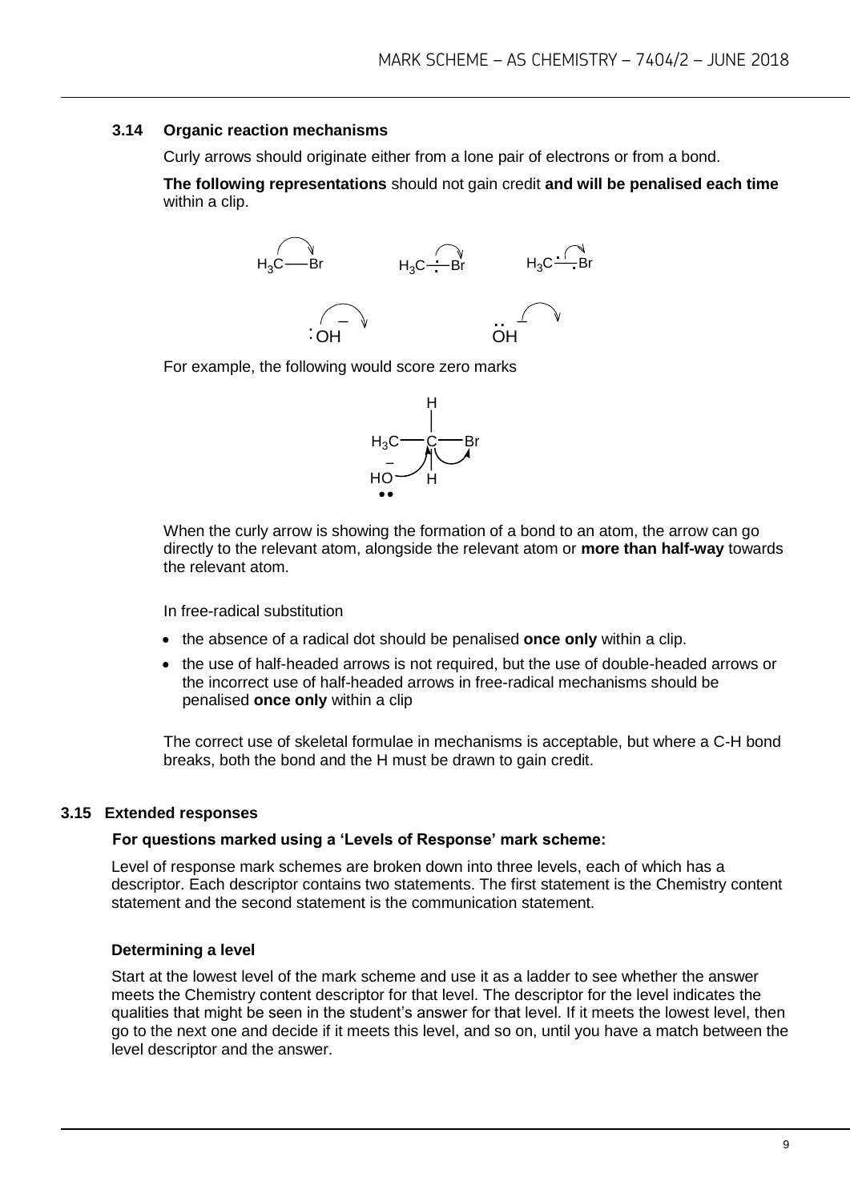### 3.14 Organic reaction mechanisms

Curly arrows should originate either from a lone pair of electrons or from a bond.

**The following representations** should not gain credit **and will be penalised each time** within a clip.

For example, the following would score zero marks

When the curly arrow is showing the formation of a bond to an atom, the arrow can go directly to the relevant atom, alongside the relevant atom or **more than half-way** towards the relevant atom.

In free-radical substitution

- the absence of a radical dot should be penalised **once only** within a clip.
- the use of half-headed arrows is not required, but the use of double-headed arrows or the incorrect use of half-headed arrows in free-radical mechanisms should be penalised **once only** within a clip

The correct use of skeletal formulae in mechanisms is acceptable, but where a C-H bond breaks, both the bond and the H must be drawn to gain credit.

## 3.15 Extended responses

**For questions marked using a 'Levels of Response' mark scheme:**

Level of response mark schemes are broken down into three levels, each of which has a descriptor. Each descriptor contains two statements. The first statement is the Chemistry content statement and the second statement is the communication statement.

**Determining a level**

Start at the lowest level of the mark scheme and use it as a ladder to see whether the answer meets the Chemistry content descriptor for that level. The descriptor for the level indicates the qualities that might be seen in the student's answer for that level. If it meets the lowest level, then go to the next one and decide if it meets this level, and so on, until you have a match between the level descriptor and the answer.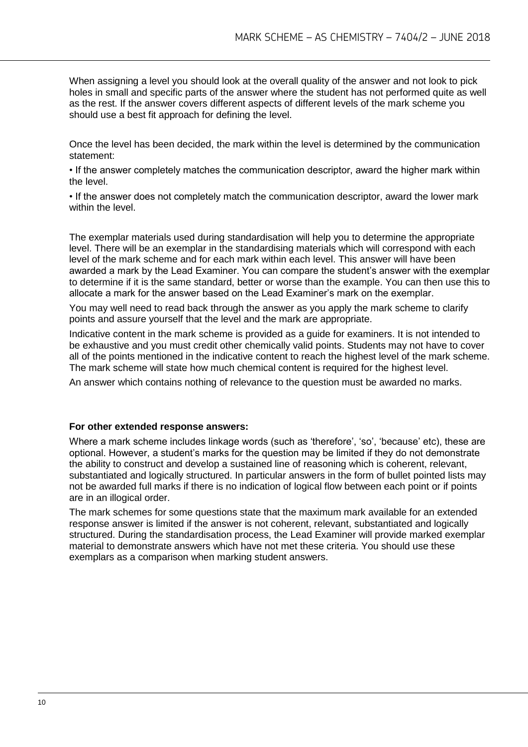When assigning a level you should look at the overall quality of the answer and not look to pick holes in small and specific parts of the answer where the student has not performed quite as well as the rest. If the answer covers different aspects of different levels of the mark scheme you should use a best fit approach for defining the level.

Once the level has been decided, the mark within the level is determined by the communication statement:

• If the answer completely matches the communication descriptor, award the higher mark within the level.

• If the answer does not completely match the communication descriptor, award the lower mark within the level.

The exemplar materials used during standardisation will help you to determine the appropriate level. There will be an exemplar in the standardising materials which will correspond with each level of the mark scheme and for each mark within each level. This answer will have been awarded a mark by the Lead Examiner. You can compare the student's answer with the exemplar to determine if it is the same standard, better or worse than the example. You can then use this to allocate a mark for the answer based on the Lead Examiner's mark on the exemplar.

You may well need to read back through the answer as you apply the mark scheme to clarify points and assure yourself that the level and the mark are appropriate.

Indicative content in the mark scheme is provided as a guide for examiners. It is not intended to be exhaustive and you must credit other chemically valid points. Students may not have to cover all of the points mentioned in the indicative content to reach the highest level of the mark scheme. The mark scheme will state how much chemical content is required for the highest level.

An answer which contains nothing of relevance to the question must be awarded no marks.

**For other extended response answers:**

Where a mark scheme includes linkage words (such as 'therefore', 'so', 'because' etc), these are optional. However, a student's marks for the question may be limited if they do not demonstrate the ability to construct and develop a sustained line of reasoning which is coherent, relevant, substantiated and logically structured. In particular answers in the form of bullet pointed lists may not be awarded full marks if there is no indication of logical flow between each point or if points are in an illogical order.

The mark schemes for some questions state that the maximum mark available for an extended response answer is limited if the answer is not coherent, relevant, substantiated and logically structured. During the standardisation process, the Lead Examiner will provide marked exemplar material to demonstrate answers which have not met these criteria. You should use these exemplars as a comparison when marking student answers.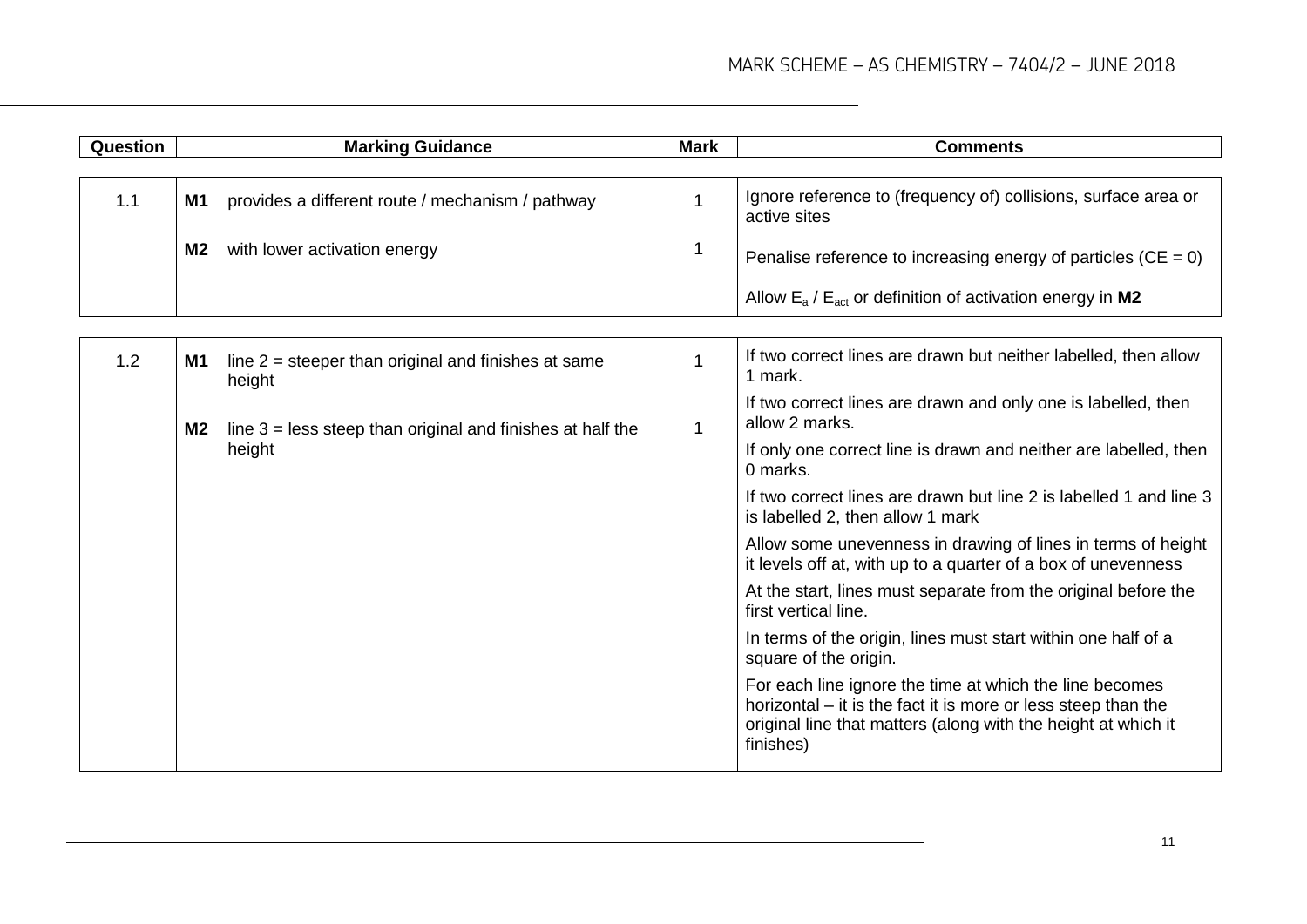| Question | Marking Guidance | Mark | Comments |
| --- | --- | --- | --- |
| 1.1 | **M1** provides a different route / mechanism / pathway | 1 | Ignore reference to (frequency of) collisions, surface area or active sites |
| | **M2** with lower activation energy | 1 | Penalise reference to increasing energy of particles (CE = 0)<br><br>Allow $E_a$ / $E_{act}$ or definition of activation energy in **M2** |
| 1.2 | **M1** line 2 = steeper than original and finishes at same height<br><br>**M2** line 3 = less steep than original and finishes at half the height | 1<br><br>1 | If two correct lines are drawn but neither labelled, then allow 1 mark.<br><br>If two correct lines are drawn and only one is labelled, then allow 2 marks.<br><br>If only one correct line is drawn and neither are labelled, then 0 marks.<br><br>If two correct lines are drawn but line 2 is labelled 1 and line 3 is labelled 2, then allow 1 mark<br><br>Allow some unevenness in drawing of lines in terms of height it levels off at, with up to a quarter of a box of unevenness<br><br>At the start, lines must separate from the original before the first vertical line.<br><br>In terms of the origin, lines must start within one half of a square of the origin.<br><br>For each line ignore the time at which the line becomes horizontal – it is the fact it is more or less steep than the original line that matters (along with the height at which it finishes) |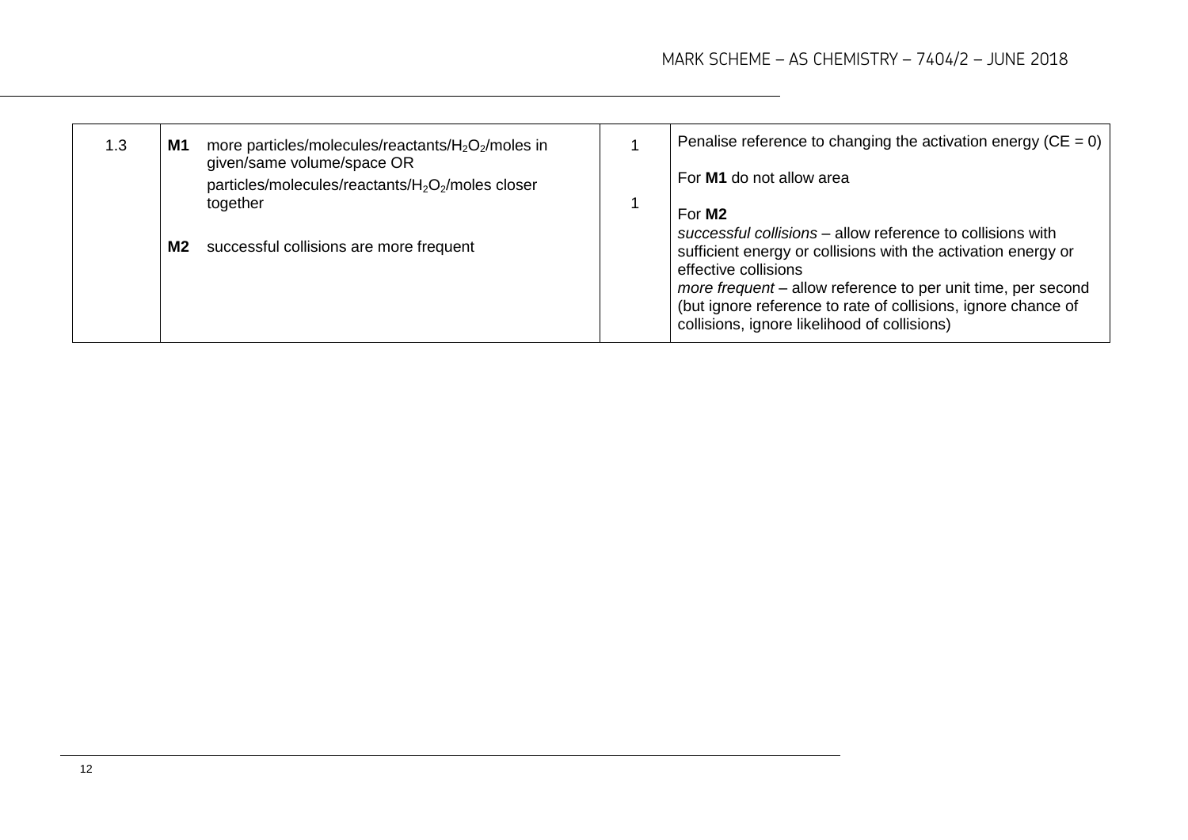| Question | Answers | Marks | Additional Comments/Guidance |
|---|---|---|---|
| 1.3 | **M1** more particles/molecules/reactants/$H_2O_2$/moles in given/same volume/space OR particles/molecules/reactants/$H_2O_2$/moles closer together<br><br>**M2** successful collisions are more frequent | 1<br><br>1 | Penalise reference to changing the activation energy (CE = 0)<br><br>For **M1** do not allow area<br><br>For **M2**<br>*successful collisions* – allow reference to collisions with sufficient energy or collisions with the activation energy or effective collisions<br>*more frequent* – allow reference to per unit time, per second (but ignore reference to rate of collisions, ignore chance of collisions, ignore likelihood of collisions) |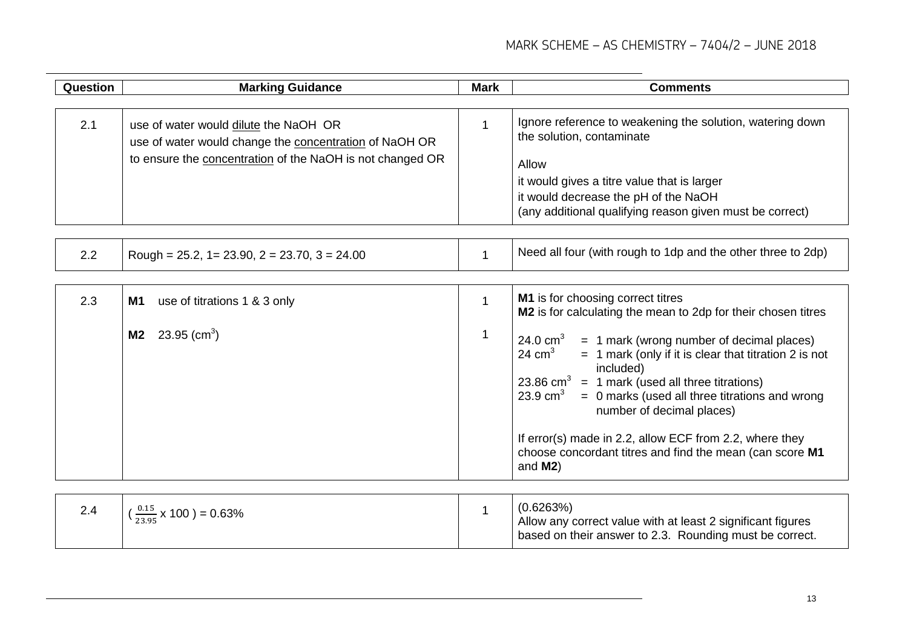| Question | Marking Guidance | Mark | Comments |
|---|---|---|---|
| 2.1 | use of water would <u>dilute</u> the NaOH OR<br>use of water would change the <u>concentration</u> of NaOH OR<br>to ensure the <u>concentration</u> of the NaOH is not changed OR | 1 | Ignore reference to weakening the solution, watering down the solution, contaminate<br><br>Allow<br>it would gives a titre value that is larger<br>it would decrease the pH of the NaOH<br>(any additional qualifying reason given must be correct) |
| 2.2 | Rough = 25.2, 1= 23.90, 2 = 23.70, 3 = 24.00 | 1 | Need all four (with rough to 1dp and the other three to 2dp) |
| 2.3 | **M1** use of titrations 1 & 3 only<br><br>**M2** 23.95 ($cm^3$) | 1<br><br>1 | **M1** is for choosing correct titres<br>**M2** is for calculating the mean to 2dp for their chosen titres<br><br>24.0 $cm^3$ = 1 mark (wrong number of decimal places)<br>24 $cm^3$ = 1 mark (only if it is clear that titration 2 is not included)<br>23.86 $cm^3$ = 1 mark (used all three titrations)<br>23.9 $cm^3$ = 0 marks (used all three titrations and wrong number of decimal places)<br><br>If error(s) made in 2.2, allow ECF from 2.2, where they choose concordant titres and find the mean (can score **M1** and **M2**) |
| 2.4 | ( $\frac{0.15}{23.95}$ x 100 ) = 0.63% | 1 | (0.6263%)<br>Allow any correct value with at least 2 significant figures based on their answer to 2.3. Rounding must be correct. |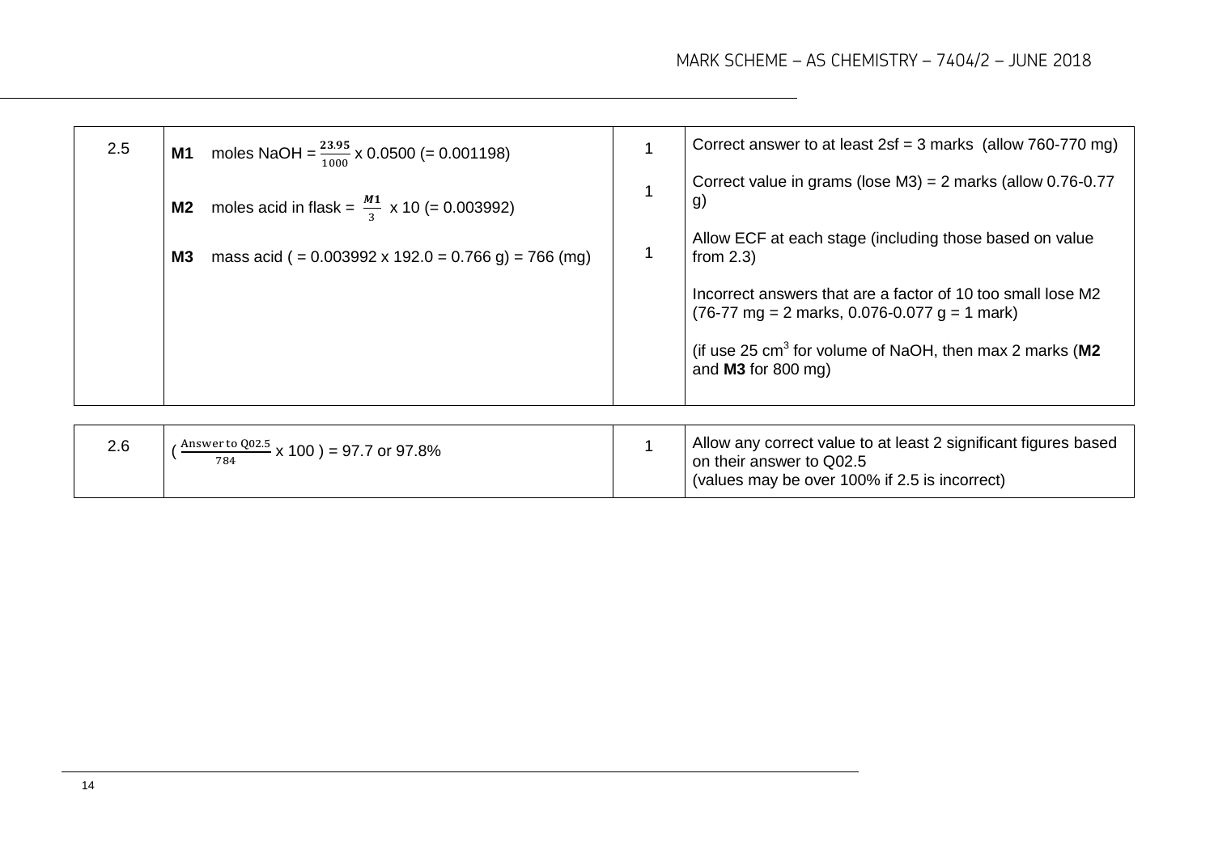| | | | |
|---|---|---|---|
| 2.5 | **M1** moles NaOH = $\frac{\mathbf{23.95}}{1000}$ x 0.0500 (= 0.001198)<br><br>**M2** moles acid in flask = $\frac{\boldsymbol{M1}}{3}$ x 10 (= 0.003992)<br><br>**M3** mass acid ( = 0.003992 x 192.0 = 0.766 g) = 766 (mg) | 1<br><br>1<br><br>1 | Correct answer to at least 2sf = 3 marks (allow 760-770 mg)<br><br>Correct value in grams (lose M3) = 2 marks (allow 0.76-0.77 g)<br><br>Allow ECF at each stage (including those based on value from 2.3)<br><br>Incorrect answers that are a factor of 10 too small lose M2 (76-77 mg = 2 marks, 0.076-0.077 g = 1 mark)<br><br>(if use 25 $cm^3$ for volume of NaOH, then max 2 marks (**M2** and **M3** for 800 mg) |

| | | | |
|---|---|---|---|
| 2.6 | ( $\frac{\text{Answer to Q02.5}}{784}$ x 100 ) = 97.7 or 97.8% | 1 | Allow any correct value to at least 2 significant figures based on their answer to Q02.5<br>(values may be over 100% if 2.5 is incorrect) |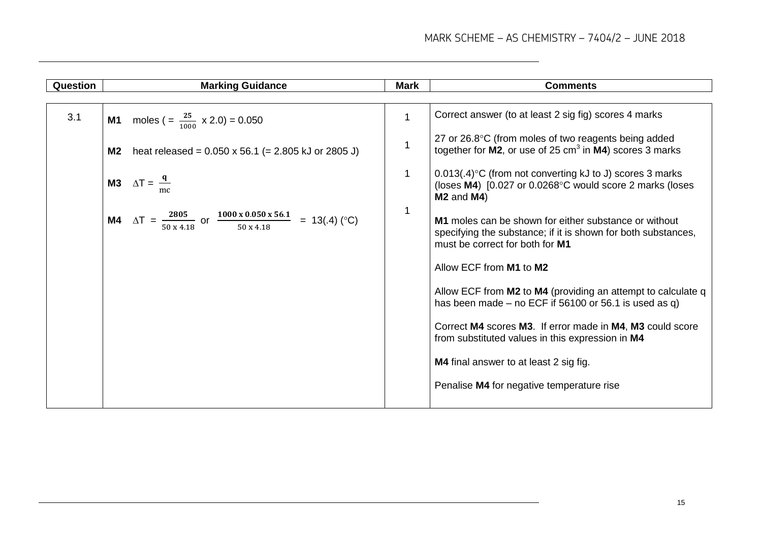| Question | Marking Guidance | Mark | Comments |
|---|---|---|---|
| 3.1 | **M1** moles ( = $\frac{25}{1000}$ x 2.0) = 0.050 | 1 | Correct answer (to at least 2 sig fig) scores 4 marks |
| | **M2** heat released = 0.050 x 56.1 (= 2.805 kJ or 2805 J) | 1 | 27 or 26.8°C (from moles of two reagents being added together for **M2**, or use of 25 $cm^3$ in **M4**) scores 3 marks |
| | **M3** $\Delta T = \frac{q}{mc}$ | 1 | 0.013(.4)°C (from not converting kJ to J) scores 3 marks (loses **M4**) [0.027 or 0.0268°C would score 2 marks (loses **M2** and **M4**) |
| | **M4** $\Delta T = \frac{\mathbf{2805}}{50 \times 4.18}$ or $\frac{\mathbf{1000 \times 0.050 \times 56.1}}{50 \times 4.18}$ = 13(.4) (°C) | 1 | **M1** moles can be shown for either substance or without specifying the substance; if it is shown for both substances, must be correct for both for **M1** |
| | | | Allow ECF from **M1** to **M2** |
| | | | Allow ECF from **M2** to **M4** (providing an attempt to calculate q has been made – no ECF if 56100 or 56.1 is used as q) |
| | | | Correct **M4** scores **M3**. If error made in **M4**, **M3** could score from substituted values in this expression in **M4** |
| | | | **M4** final answer to at least 2 sig fig. |
| | | | Penalise **M4** for negative temperature rise |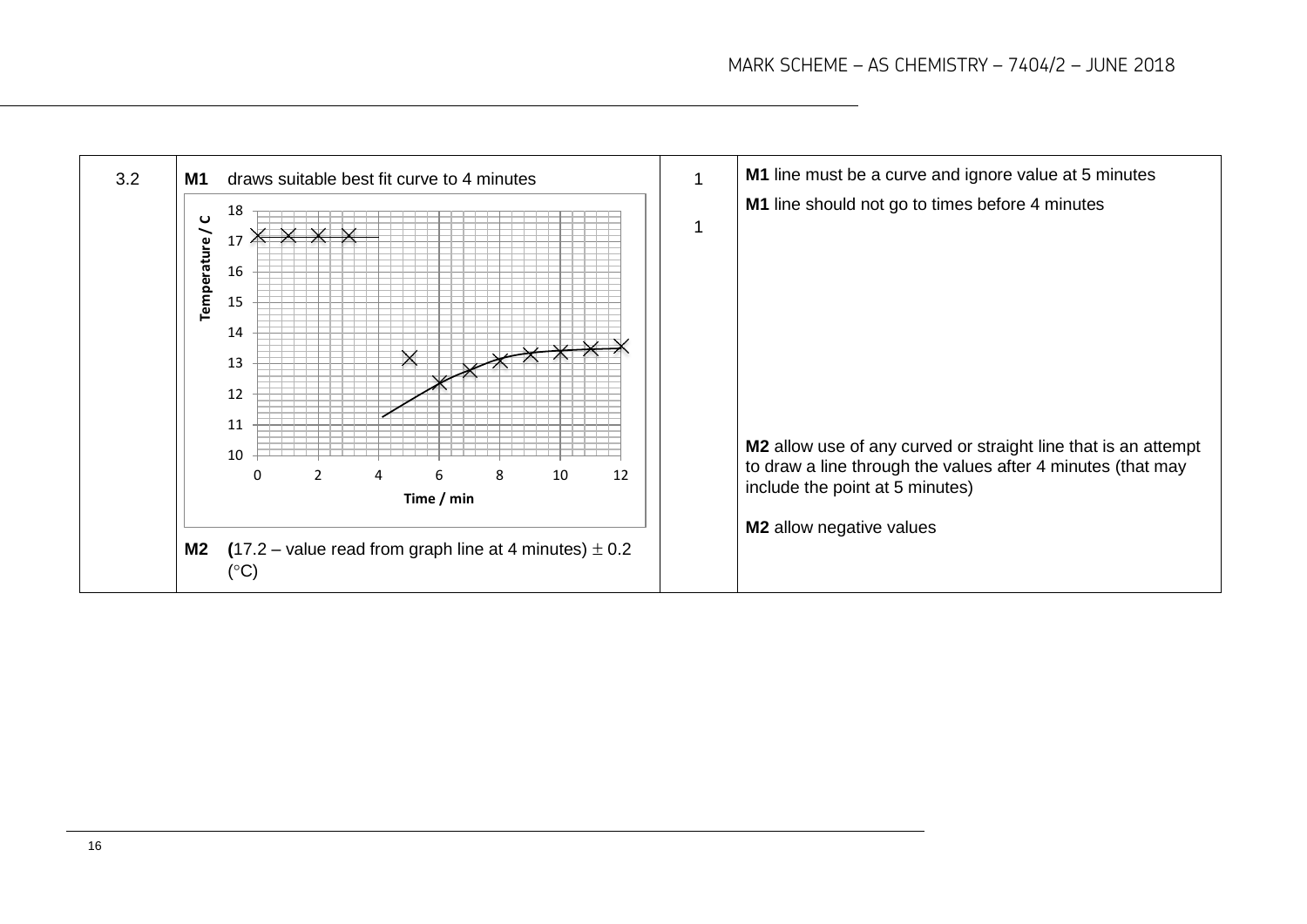| Question | Answers | Marks | Additional Comments/Guidance |
|---|---|---|---|
| 3.2 | **M1** draws suitable best fit curve to 4 minutes | 1 | **M1** line must be a curve and ignore value at 5 minutes<br>**M1** line should not go to times before 4 minutes |
| | **M2** (17.2 – value read from graph line at 4 minutes) ± 0.2 (°C) | 1 | **M2** allow use of any curved or straight line that is an attempt to draw a line through the values after 4 minutes (that may include the point at 5 minutes)<br><br>**M2** allow negative values |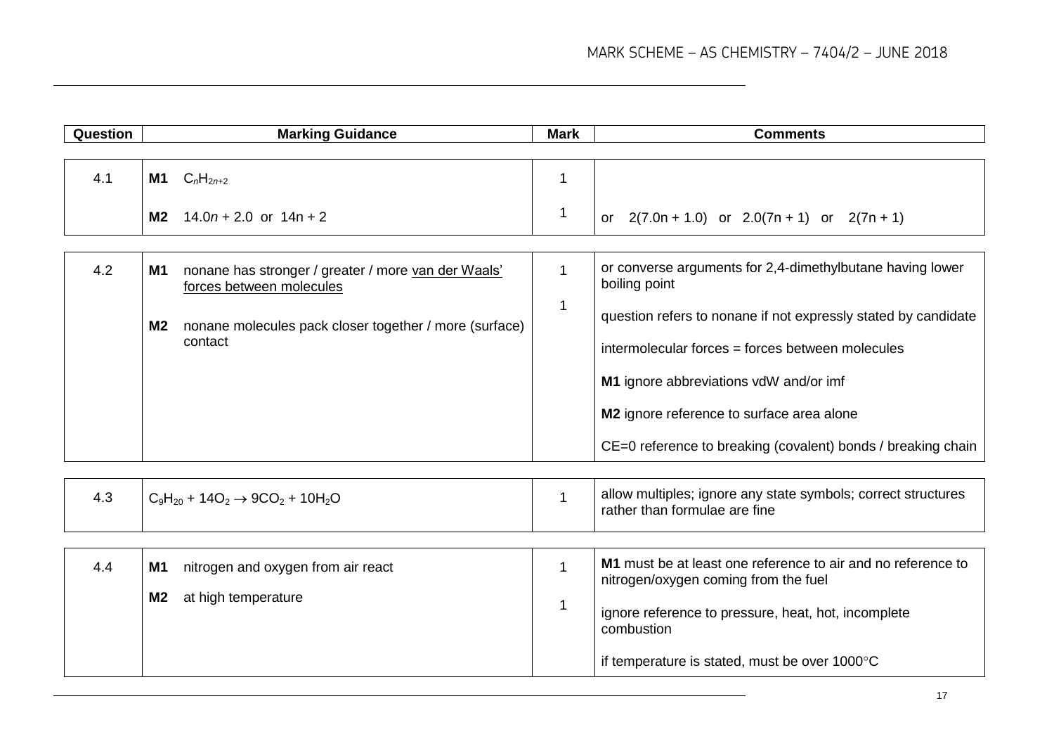| Question | Marking Guidance | Mark | Comments |
|---|---|---|---|
| 4.1 | **M1** $C_nH_{2n+2}$ | 1 | |
| | **M2** $14.0n + 2.0$ or $14n + 2$ | 1 | or $2(7.0n + 1.0)$ or $2.0(7n + 1)$ or $2(7n + 1)$ |
| 4.2 | **M1** nonane has stronger / greater / more van der Waals' forces between molecules | 1 | or converse arguments for 2,4-dimethylbutane having lower boiling point |
| | **M2** nonane molecules pack closer together / more (surface) contact | 1 | question refers to nonane if not expressly stated by candidate<br><br>intermolecular forces = forces between molecules<br><br>**M1** ignore abbreviations vdW and/or imf<br><br>**M2** ignore reference to surface area alone<br><br>CE=0 reference to breaking (covalent) bonds / breaking chain |
| 4.3 | $C_9H_{20} + 14O_2 \rightarrow 9CO_2 + 10H_2O$ | 1 | allow multiples; ignore any state symbols; correct structures rather than formulae are fine |
| 4.4 | **M1** nitrogen and oxygen from air react | 1 | **M1** must be at least one reference to air and no reference to nitrogen/oxygen coming from the fuel |
| | **M2** at high temperature | 1 | ignore reference to pressure, heat, hot, incomplete combustion<br><br>if temperature is stated, must be over 1000°C |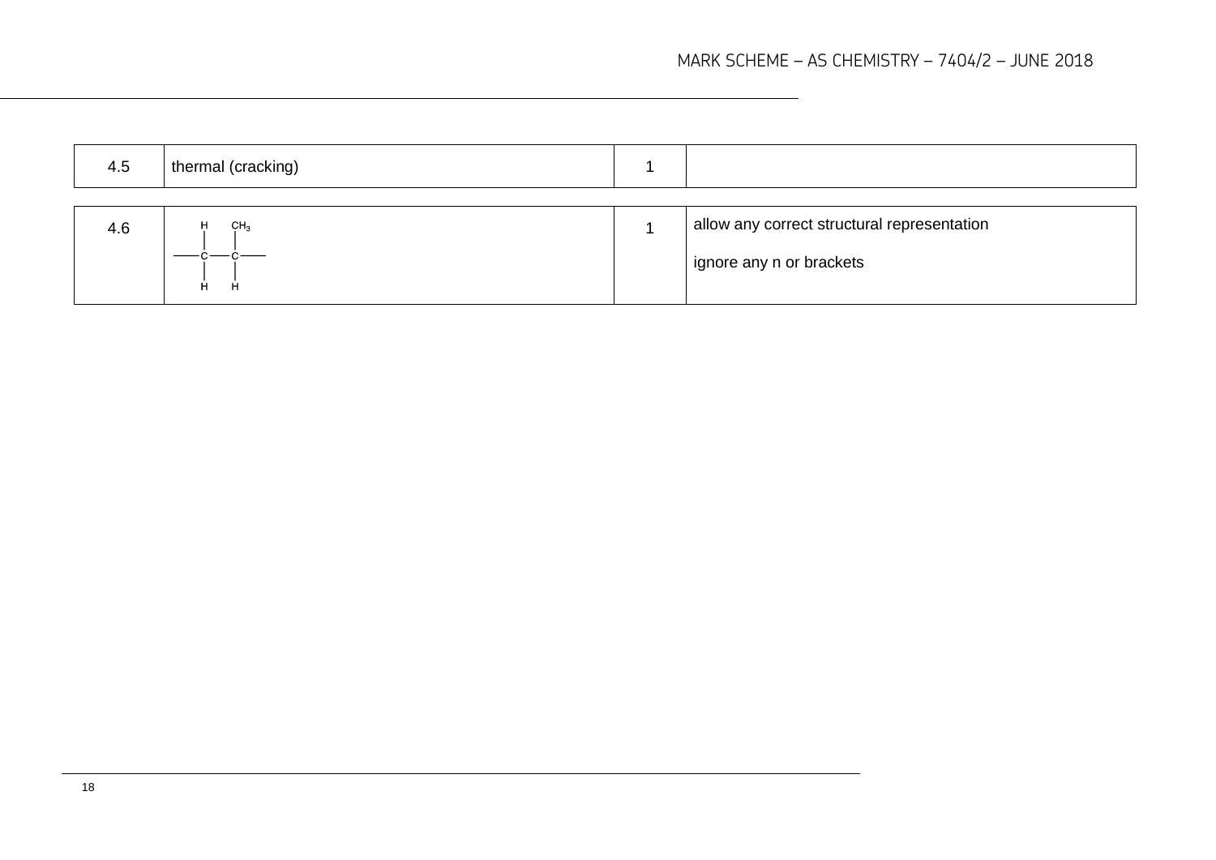| | | | |
|---|---|---|---|
| 4.5 | thermal (cracking) | 1 | |
| 4.6 | $-\overset{\displaystyle H}{\underset{\displaystyle H}{\overset{\vert}{\underset{\vert}{C}}}}-\overset{\displaystyle CH_3}{\underset{\displaystyle H}{\overset{\vert}{\underset{\vert}{C}}}}-$ | 1 | allow any correct structural representation<br><br>ignore any n or brackets |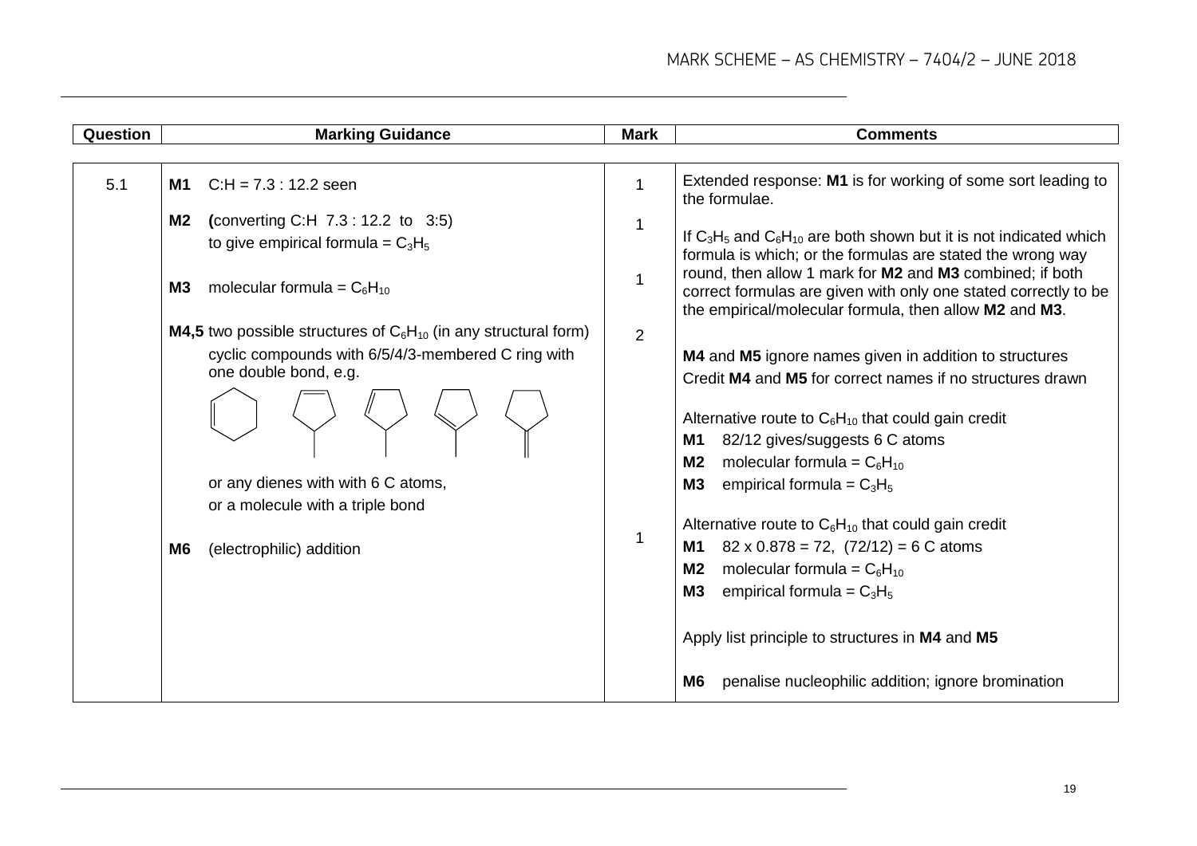| Question | Marking Guidance | Mark | Comments |
|---|---|---|---|
| 5.1 | **M1** C:H = 7.3 : 12.2 seen | 1 | Extended response: **M1** is for working of some sort leading to the formulae. |
| | **M2** **(**converting C:H 7.3 : 12.2 to 3:5) to give empirical formula = $C_3H_5$ | 1 | If $C_3H_5$ and $C_6H_{10}$ are both shown but it is not indicated which formula is which; or the formulas are stated the wrong way round, then allow 1 mark for **M2** and **M3** combined; if both correct formulas are given with only one stated correctly to be the empirical/molecular formula, then allow **M2** and **M3**. |
| | **M3** molecular formula = $C_6H_{10}$ | 1 | |
| | **M4,5** two possible structures of $C_6H_{10}$ (in any structural form) cyclic compounds with 6/5/4/3-membered C ring with one double bond, e.g. [cyclohexene; 1-methylcyclopentene; 3-methylcyclopentene; 4-methylcyclopentene; methylenecyclopentane] or any dienes with with 6 C atoms, or a molecule with a triple bond | 2 | **M4** and **M5** ignore names given in addition to structures<br>Credit **M4** and **M5** for correct names if no structures drawn<br><br>Alternative route to $C_6H_{10}$ that could gain credit<br>**M1** 82/12 gives/suggests 6 C atoms<br>**M2** molecular formula = $C_6H_{10}$<br>**M3** empirical formula = $C_3H_5$<br><br>Alternative route to $C_6H_{10}$ that could gain credit<br>**M1** 82 x 0.878 = 72, (72/12) = 6 C atoms<br>**M2** molecular formula = $C_6H_{10}$<br>**M3** empirical formula = $C_3H_5$<br><br>Apply list principle to structures in **M4** and **M5** |
| | **M6** (electrophilic) addition | 1 | **M6** penalise nucleophilic addition; ignore bromination |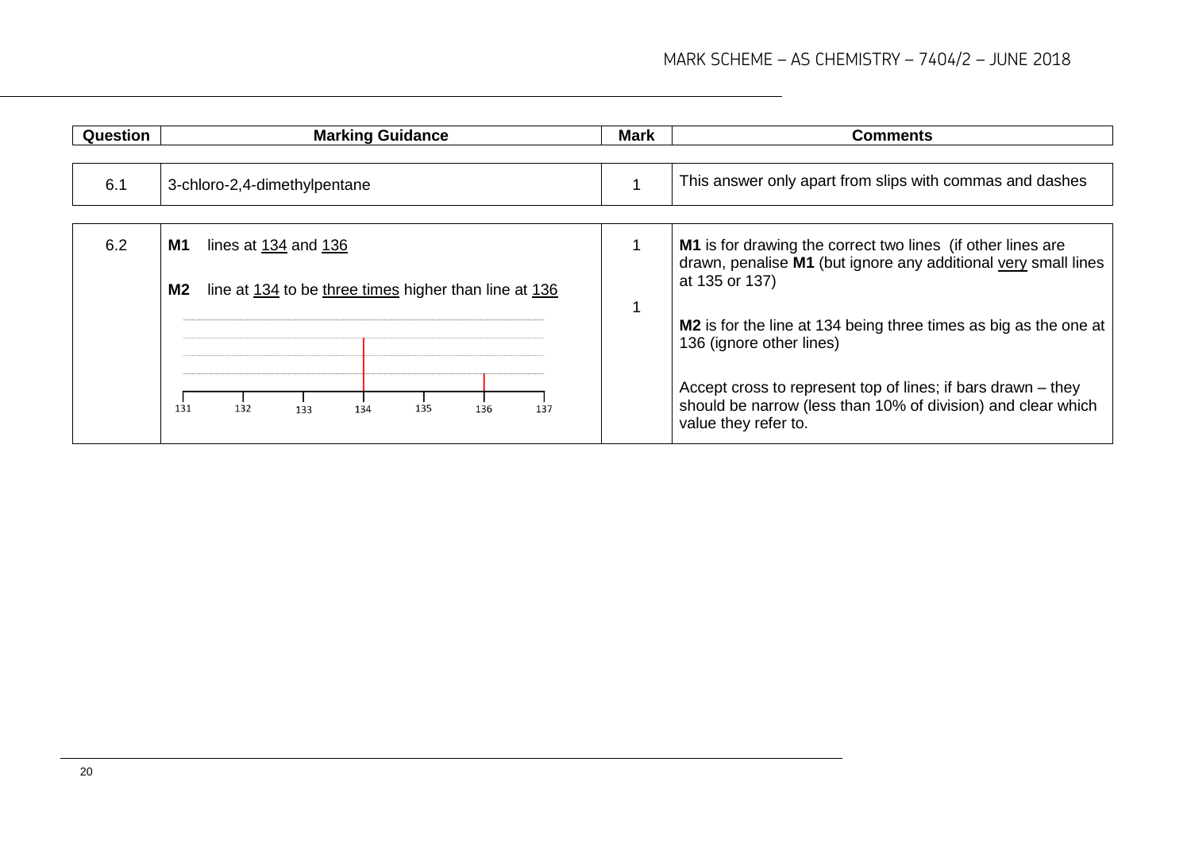| Question | Marking Guidance | Mark | Comments |
|---|---|---|---|
| 6.1 | 3-chloro-2,4-dimethylpentane | 1 | This answer only apart from slips with commas and dashes |
| 6.2 | **M1** lines at 134 and 136<br><br>**M2** line at 134 to be three times higher than line at 136<br><br>131 132 133 134 135 136 137 | 1<br><br>1 | **M1** is for drawing the correct two lines (if other lines are drawn, penalise **M1** (but ignore any additional very small lines at 135 or 137)<br><br>**M2** is for the line at 134 being three times as big as the one at 136 (ignore other lines)<br><br>Accept cross to represent top of lines; if bars drawn – they should be narrow (less than 10% of division) and clear which value they refer to. |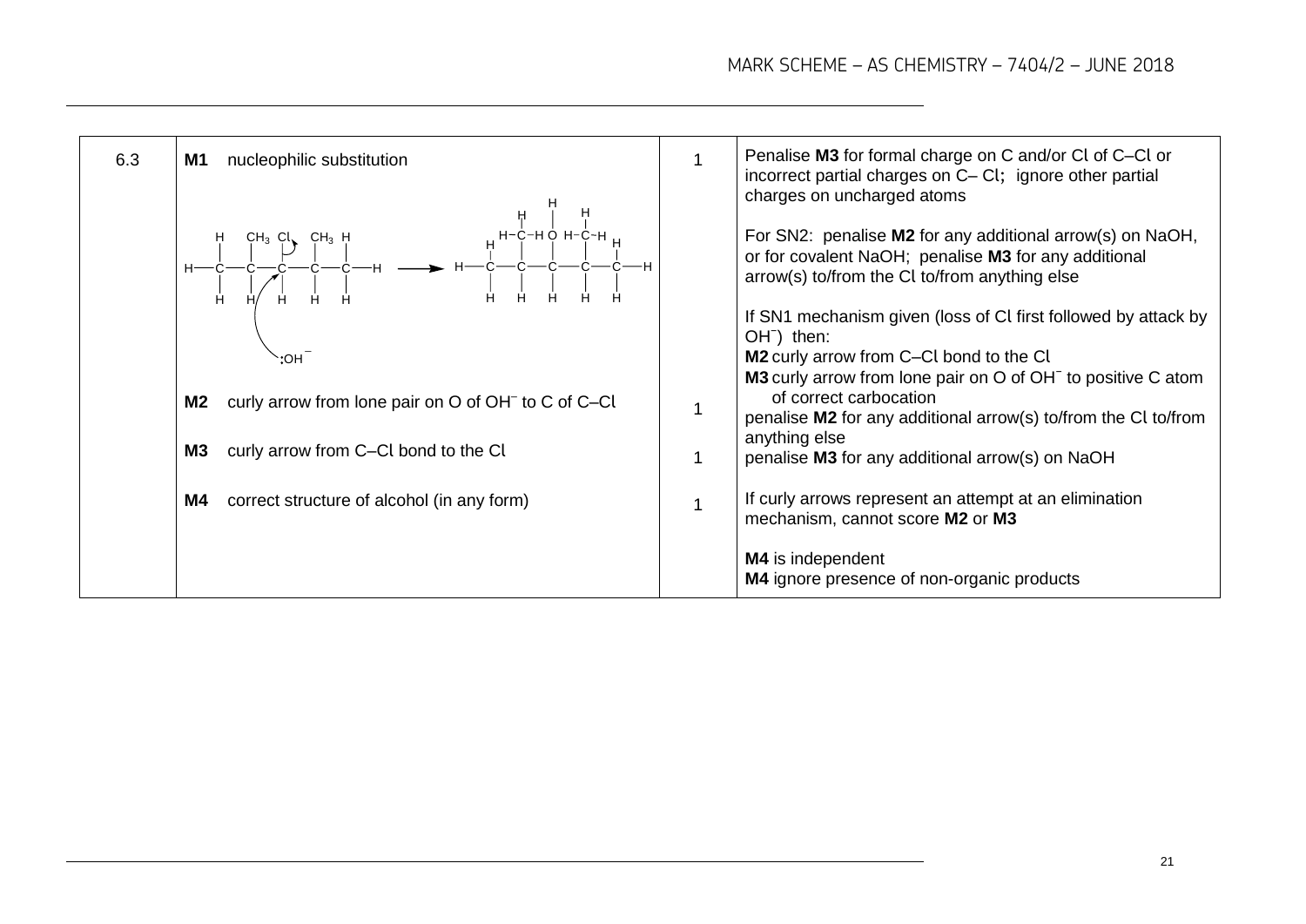| Question | Marking Guidance | Mark | Comments |
|---|---|---|---|
| 6.3 | **M1** nucleophilic substitution | 1 | Penalise **M3** for formal charge on C and/or Cl of C–Cl or incorrect partial charges on C– Cl; ignore other partial charges on uncharged atoms<br><br>For SN2: penalise **M2** for any additional arrow(s) on NaOH, or for covalent NaOH; penalise **M3** for any additional arrow(s) to/from the Cl to/from anything else<br><br>If SN1 mechanism given (loss of Cl first followed by attack by $OH^-$) then:<br>**M2** curly arrow from C–Cl bond to the Cl<br>**M3** curly arrow from lone pair on O of $OH^-$ to positive C atom of correct carbocation<br>penalise **M2** for any additional arrow(s) to/from the Cl to/from anything else<br>penalise **M3** for any additional arrow(s) on NaOH<br><br>If curly arrows represent an attempt at an elimination mechanism, cannot score **M2** or **M3**<br><br>**M4** is independent<br>**M4** ignore presence of non-organic products |
| | $CH_3CH_2C(CH_3)(Cl)CH(CH_3)CH_3$ + $:OH^-$ ⟶ $CH_3CH_2C(CH_3)(OH)CH(CH_3)CH_3$ | | |
| | **M2** curly arrow from lone pair on O of $OH^-$ to C of C–Cl | 1 | |
| | **M3** curly arrow from C–Cl bond to the Cl | 1 | |
| | **M4** correct structure of alcohol (in any form) | 1 | |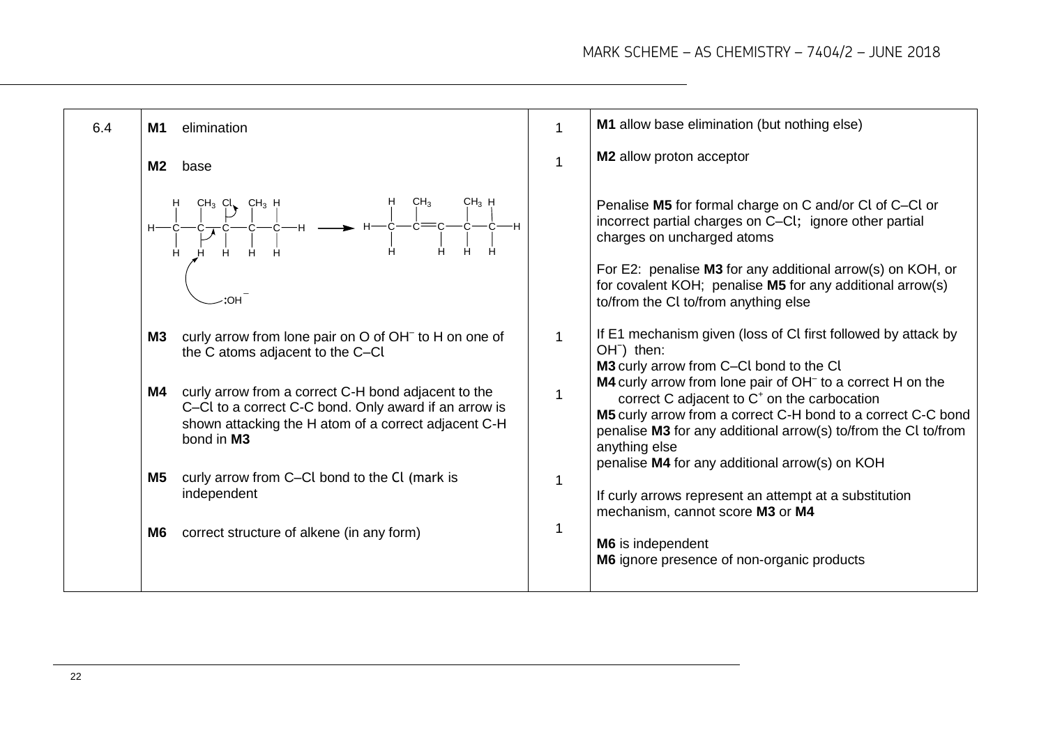| Question | Answers | Mark | Additional comments/Guidance |
|---|---|---|---|
| 6.4 | **M1** elimination<br><br>**M2** base<br><br>**M3** curly arrow from lone pair on O of $OH^-$ to H on one of the C atoms adjacent to the C–Cl<br><br>**M4** curly arrow from a correct C-H bond adjacent to the C–Cl to a correct C-C bond. Only award if an arrow is shown attacking the H atom of a correct adjacent C-H bond in **M3**<br><br>**M5** curly arrow from C–Cl bond to the Cl (mark is independent<br><br>**M6** correct structure of alkene (in any form) | 1<br><br>1<br><br>1<br><br>1<br><br>1<br><br>1 | **M1** allow base elimination (but nothing else)<br><br>**M2** allow proton acceptor<br><br>Penalise **M5** for formal charge on C and/or Cl of C–Cl or incorrect partial charges on C–Cl; ignore other partial charges on uncharged atoms<br><br>For E2: penalise **M3** for any additional arrow(s) on KOH, or for covalent KOH; penalise **M5** for any additional arrow(s) to/from the Cl to/from anything else<br><br>If E1 mechanism given (loss of Cl first followed by attack by $OH^-$) then:<br>**M3** curly arrow from C–Cl bond to the Cl<br>**M4** curly arrow from lone pair of $OH^-$ to a correct H on the correct C adjacent to $C^+$ on the carbocation<br>**M5** curly arrow from a correct C-H bond to a correct C-C bond<br>penalise **M3** for any additional arrow(s) to/from the Cl to/from anything else<br>penalise **M4** for any additional arrow(s) on KOH<br><br>If curly arrows represent an attempt at a substitution mechanism, cannot score **M3** or **M4**<br><br>**M6** is independent<br>**M6** ignore presence of non-organic products |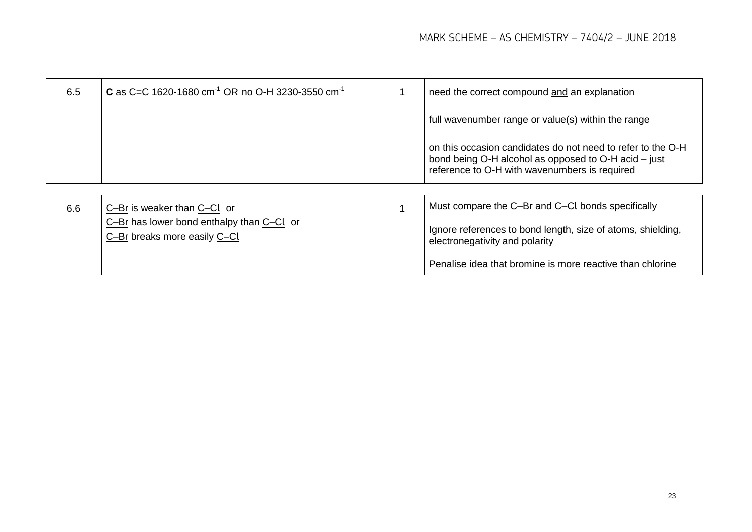| | | | |
|---|---|---|---|
| 6.5 | **C** as C=C 1620-1680 $cm^{-1}$ OR no O-H 3230-3550 $cm^{-1}$ | 1 | need the correct compound <u>and</u> an explanation<br><br>full wavenumber range or value(s) within the range<br><br>on this occasion candidates do not need to refer to the O-H bond being O-H alcohol as opposed to O-H acid – just reference to O-H with wavenumbers is required |

| | | | |
|---|---|---|---|
| 6.6 | <u>C–Br</u> is weaker than <u>C–Cl</u> or<br><u>C–Br</u> has lower bond enthalpy than <u>C–Cl</u> or<br><u>C–Br</u> breaks more easily <u>C–Cl</u> | 1 | Must compare the C–Br and C–Cl bonds specifically<br><br>Ignore references to bond length, size of atoms, shielding, electronegativity and polarity<br><br>Penalise idea that bromine is more reactive than chlorine |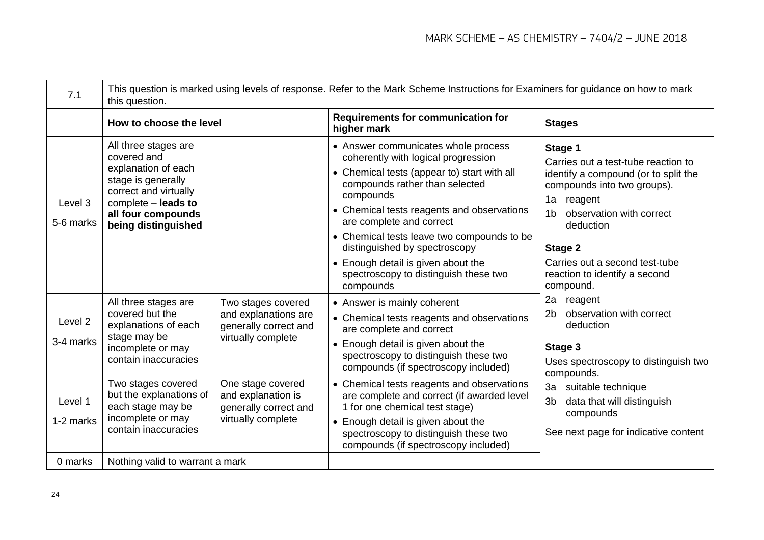| 7.1 | This question is marked using levels of response. Refer to the Mark Scheme Instructions for Examiners for guidance on how to mark this question. | | | |
|---|---|---|---|---|
| | **How to choose the level** | | **Requirements for communication for higher mark** | **Stages** |
| Level 3<br>5-6 marks | All three stages are covered and explanation of each stage is generally correct and virtually complete – **leads to all four compounds being distinguished** | | • Answer communicates whole process coherently with logical progression<br>• Chemical tests (appear to) start with all compounds rather than selected compounds<br>• Chemical tests reagents and observations are complete and correct<br>• Chemical tests leave two compounds to be distinguished by spectroscopy<br>• Enough detail is given about the spectroscopy to distinguish these two compounds | **Stage 1**<br>Carries out a test-tube reaction to identify a compound (or to split the compounds into two groups).<br>1a reagent<br>1b observation with correct deduction<br><br>**Stage 2**<br>Carries out a second test-tube reaction to identify a second compound.<br>2a reagent<br>2b observation with correct deduction<br><br>**Stage 3**<br>Uses spectroscopy to distinguish two compounds.<br>3a suitable technique<br>3b data that will distinguish compounds<br><br>See next page for indicative content |
| Level 2<br>3-4 marks | All three stages are covered but the explanations of each stage may be incomplete or may contain inaccuracies | Two stages covered and explanations are generally correct and virtually complete | • Answer is mainly coherent<br>• Chemical tests reagents and observations are complete and correct<br>• Enough detail is given about the spectroscopy to distinguish these two compounds (if spectroscopy included) | |
| Level 1<br>1-2 marks | Two stages covered but the explanations of each stage may be incomplete or may contain inaccuracies | One stage covered and explanation is generally correct and virtually complete | • Chemical tests reagents and observations are complete and correct (if awarded level 1 for one chemical test stage)<br>• Enough detail is given about the spectroscopy to distinguish these two compounds (if spectroscopy included) | |
| 0 marks | Nothing valid to warrant a mark | | | |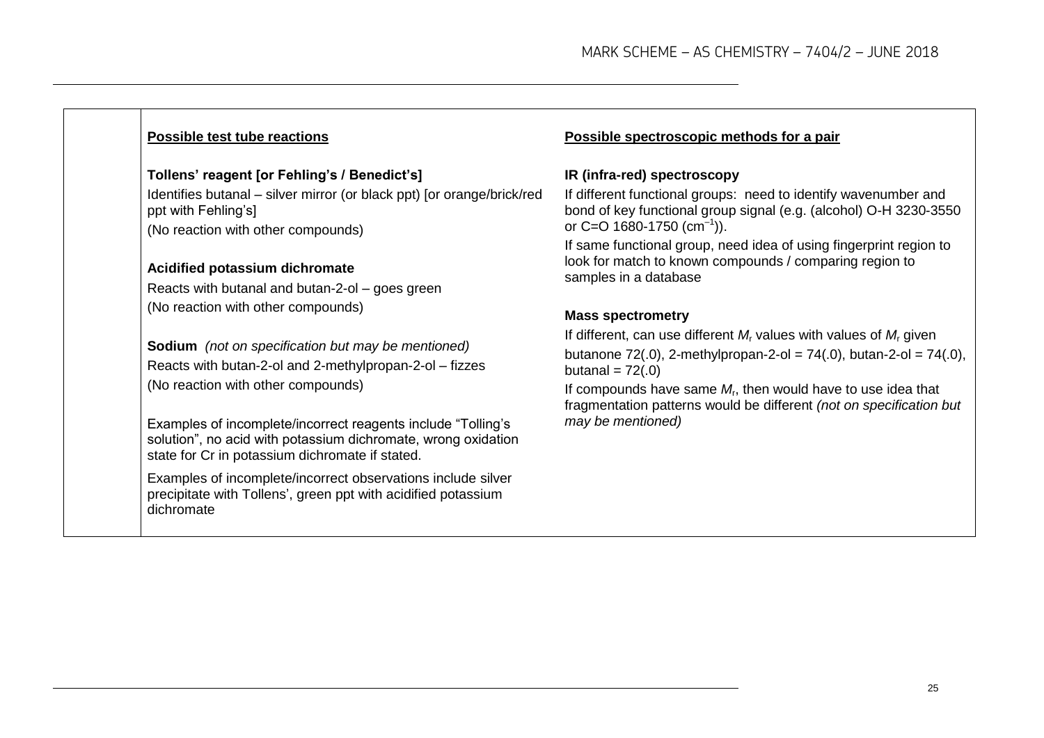**Possible test tube reactions**

**Tollens' reagent [or Fehling's / Benedict's]**

Identifies butanal – silver mirror (or black ppt) [or orange/brick/red ppt with Fehling's]

(No reaction with other compounds)

**Acidified potassium dichromate**

Reacts with butanal and butan-2-ol – goes green

(No reaction with other compounds)

**Sodium** *(not on specification but may be mentioned)*

Reacts with butan-2-ol and 2-methylpropan-2-ol – fizzes

(No reaction with other compounds)

Examples of incomplete/incorrect reagents include "Tolling's solution", no acid with potassium dichromate, wrong oxidation state for Cr in potassium dichromate if stated.

Examples of incomplete/incorrect observations include silver precipitate with Tollens', green ppt with acidified potassium dichromate

**Possible spectroscopic methods for a pair**

**IR (infra-red) spectroscopy**

If different functional groups: need to identify wavenumber and bond of key functional group signal (e.g. (alcohol) O-H 3230-3550 or C=O 1680-1750 ($cm^{-1}$)).

If same functional group, need idea of using fingerprint region to look for match to known compounds / comparing region to samples in a database

**Mass spectrometry**

If different, can use different $M_r$ values with values of $M_r$ given butanone 72(.0), 2-methylpropan-2-ol = 74(.0), butan-2-ol = 74(.0), butanal = 72(.0)

If compounds have same $M_r$, then would have to use idea that fragmentation patterns would be different *(not on specification but may be mentioned)*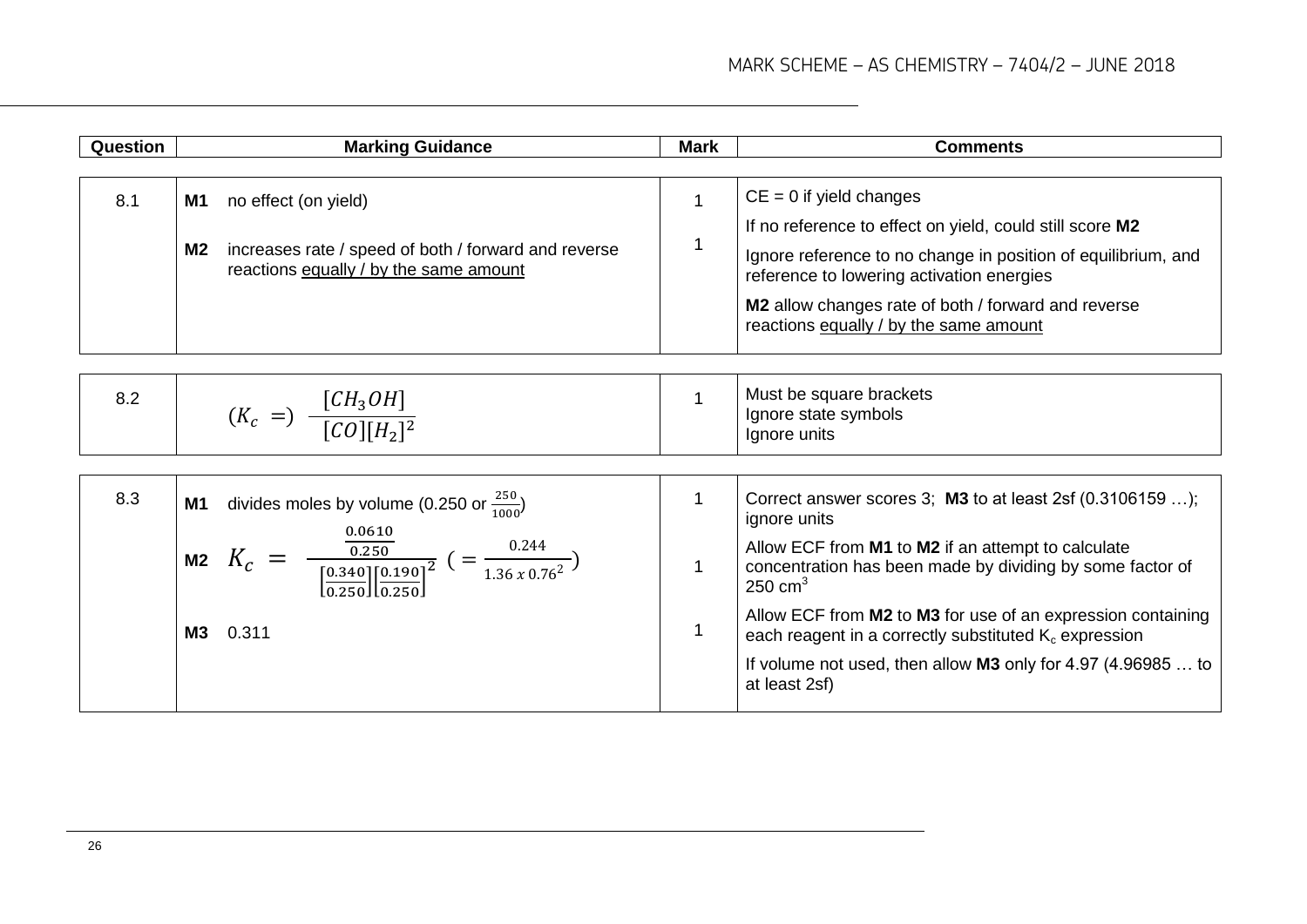| Question | Marking Guidance | Mark | Comments |
|---|---|---|---|
| 8.1 | **M1** no effect (on yield)<br><br>**M2** increases rate / speed of both / forward and reverse reactions equally / by the same amount | 1<br><br>1 | CE = 0 if yield changes<br>If no reference to effect on yield, could still score **M2**<br>Ignore reference to no change in position of equilibrium, and reference to lowering activation energies<br>**M2** allow changes rate of both / forward and reverse reactions equally / by the same amount |
| 8.2 | $(K_c =) \dfrac{[CH_3OH]}{[CO][H_2]^2}$ | 1 | Must be square brackets<br>Ignore state symbols<br>Ignore units |
| 8.3 | **M1** divides moles by volume (0.250 or $\frac{250}{1000}$)<br><br>**M2** $K_c = \dfrac{\frac{0.0610}{0.250}}{\left[\frac{0.340}{0.250}\right]\left[\frac{0.190}{0.250}\right]^2} \left(= \dfrac{0.244}{1.36 \times 0.76^2}\right)$<br><br>**M3** 0.311 | 1<br><br>1<br><br>1 | Correct answer scores 3; **M3** to at least 2sf (0.3106159 …); ignore units<br>Allow ECF from **M1** to **M2** if an attempt to calculate concentration has been made by dividing by some factor of 250 $cm^3$<br>Allow ECF from **M2** to **M3** for use of an expression containing each reagent in a correctly substituted $K_c$ expression<br>If volume not used, then allow **M3** only for 4.97 (4.96985 … to at least 2sf) |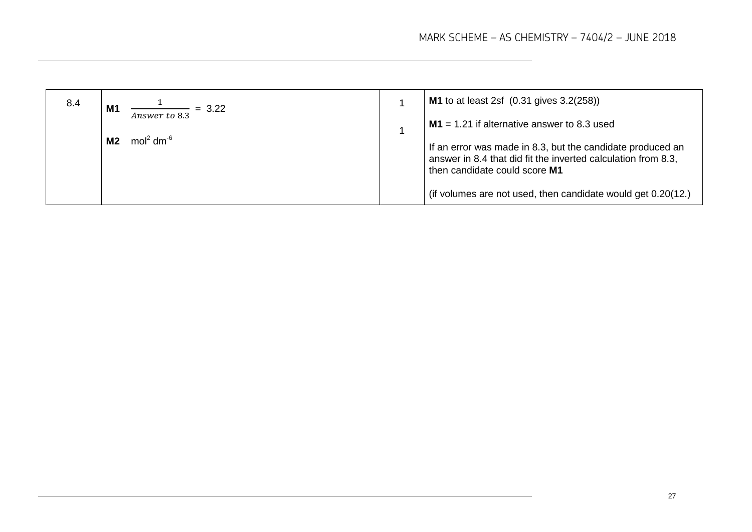| 8.4 | **M1** $\frac{1}{Answer\ to\ 8.3}$ = 3.22<br><br>**M2** $mol^2\ dm^{-6}$ | 1<br><br>1 | **M1** to at least 2sf (0.31 gives 3.2(258))<br><br>**M1** = 1.21 if alternative answer to 8.3 used<br><br>If an error was made in 8.3, but the candidate produced an answer in 8.4 that did fit the inverted calculation from 8.3, then candidate could score **M1**<br><br>(if volumes are not used, then candidate would get 0.20(12.) |
|---|---|---|---|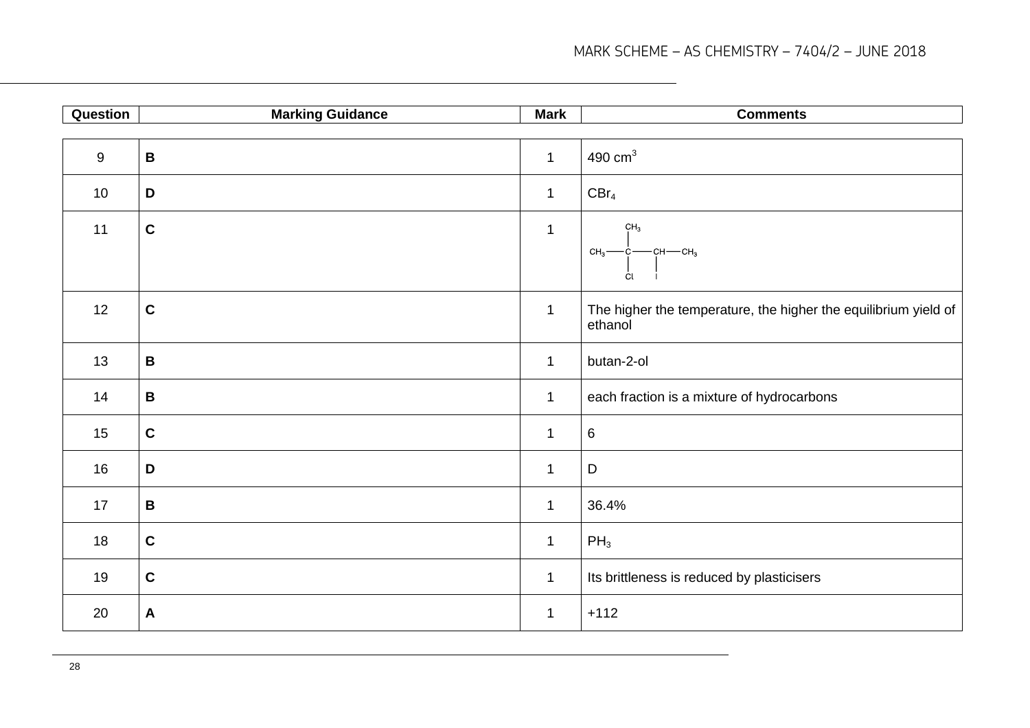| Question | Marking Guidance | Mark | Comments |
|---|---|---|---|
| 9 | **B** | 1 | 490 $cm^3$ |
| 10 | **D** | 1 | $CBr_4$ |
| 11 | **C** | 1 | $CH_3C(CH_3)(Cl)CH(I)CH_3$ |
| 12 | **C** | 1 | The higher the temperature, the higher the equilibrium yield of ethanol |
| 13 | **B** | 1 | butan-2-ol |
| 14 | **B** | 1 | each fraction is a mixture of hydrocarbons |
| 15 | **C** | 1 | 6 |
| 16 | **D** | 1 | D |
| 17 | **B** | 1 | 36.4% |
| 18 | **C** | 1 | $PH_3$ |
| 19 | **C** | 1 | Its brittleness is reduced by plasticisers |
| 20 | **A** | 1 | +112 |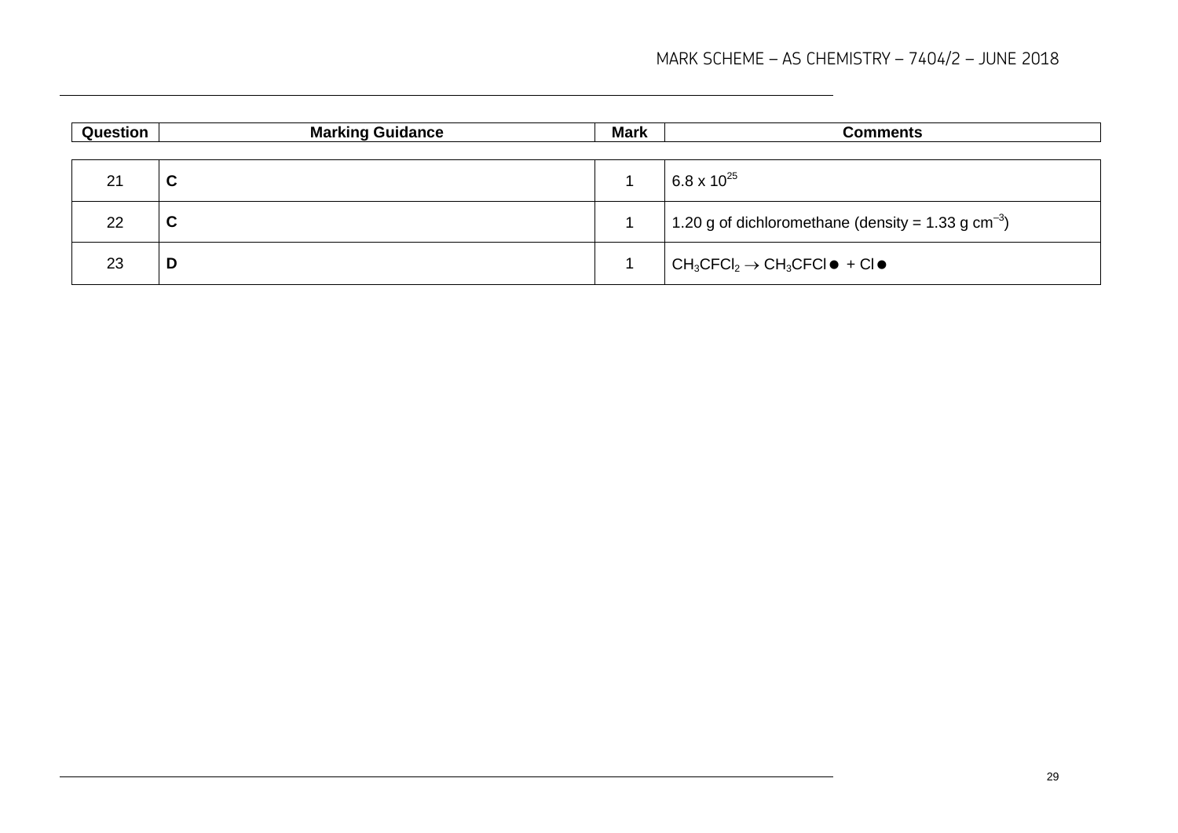| Question | Marking Guidance | Mark | Comments |
|---|---|---|---|
| 21 | **C** | 1 | $6.8 \times 10^{25}$ |
| 22 | **C** | 1 | 1.20 g of dichloromethane (density = 1.33 g $cm^{-3}$) |
| 23 | **D** | 1 | $CH_3CFCl_2 \rightarrow CH_3CFCl\bullet + Cl\bullet$ |